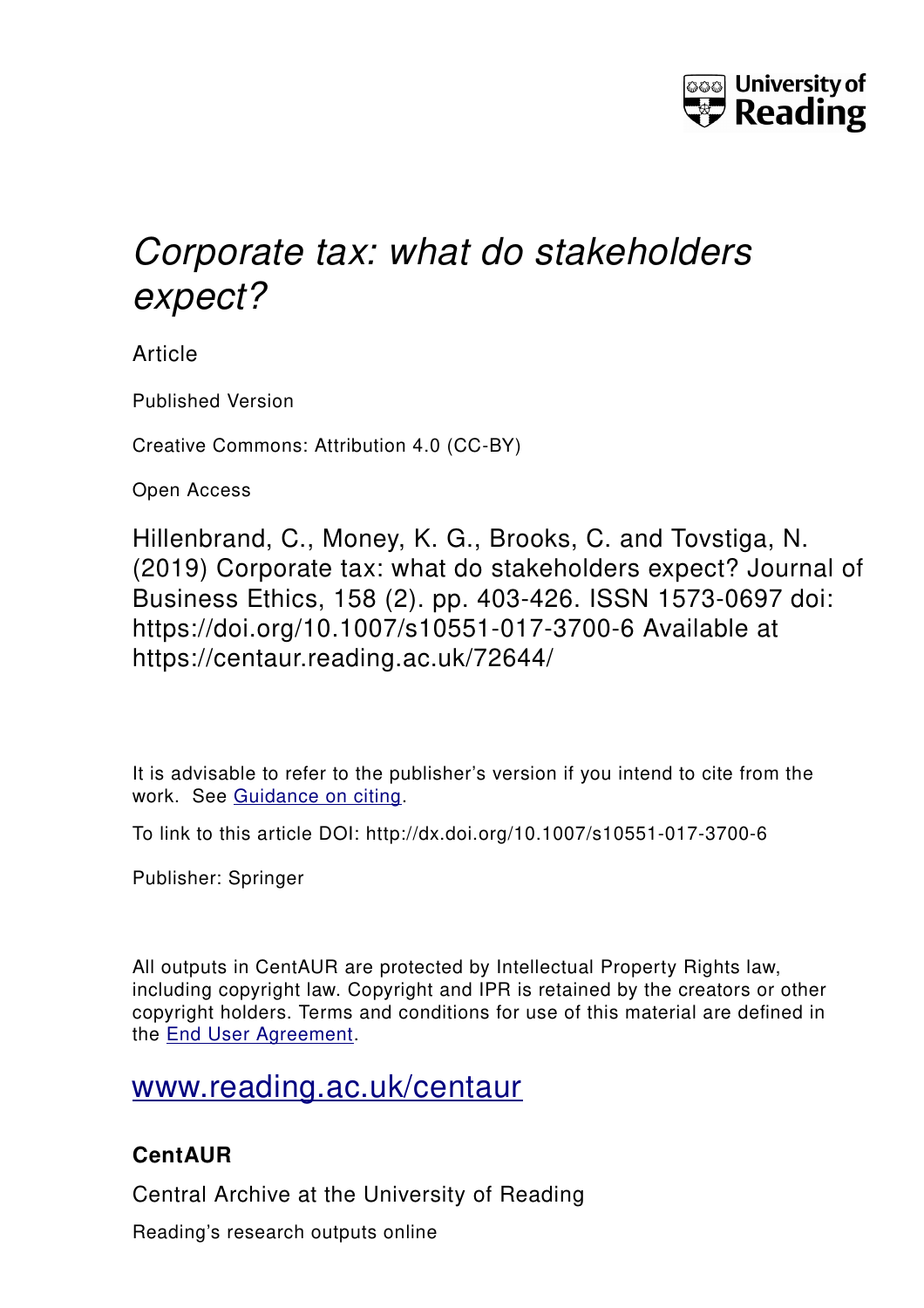# *Corporate tax: what do stakeholders expect?*

Article

Published Version

Creative Commons: Attribution 4.0 (CC-BY)

Open Access

Hillenbrand, C., Money, K. G., Brooks, C. and Tovstiga, N. (2019) Corporate tax: what do stakeholders expect? Journal of Business Ethics, 158 (2). pp. 403-426. ISSN 1573-0697 doi: https://doi.org/10.1007/s10551-017-3700-6 Available at https://centaur.reading.ac.uk/72644/

It is advisable to refer to the publisher's version if you intend to cite from the work. See Guidance on citing.

To link to this article DOI: http://dx.doi.org/10.1007/s10551-017-3700-6

Publisher: Springer

All outputs in CentAUR are protected by Intellectual Property Rights law, including copyright law. Copyright and IPR is retained by the creators or other copyright holders. Terms and conditions for use of this material are defined in the End User Agreement.

www.reading.ac.uk/centaur

**CentAUR**

Central Archive at the University of Reading

Reading's research outputs online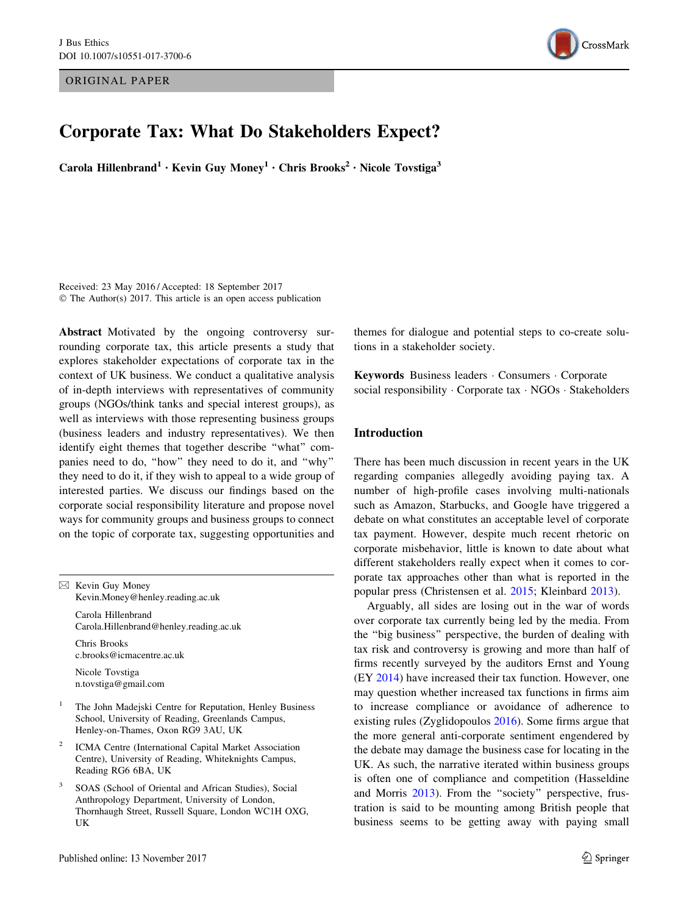# Corporate Tax: What Do Stakeholders Expect?

**Carola Hillenbrand[1] · Kevin Guy Money[1] · Chris Brooks[2] · Nicole Tovstiga[3]**

Received: 23 May 2016 / Accepted: 18 September 2017
© The Author(s) 2017. This article is an open access publication

**Abstract** Motivated by the ongoing controversy surrounding corporate tax, this article presents a study that explores stakeholder expectations of corporate tax in the context of UK business. We conduct a qualitative analysis of in-depth interviews with representatives of community groups (NGOs/think tanks and special interest groups), as well as interviews with those representing business groups (business leaders and industry representatives). We then identify eight themes that together describe "what" companies need to do, "how" they need to do it, and "why" they need to do it, if they wish to appeal to a wide group of interested parties. We discuss our findings based on the corporate social responsibility literature and propose novel ways for community groups and business groups to connect on the topic of corporate tax, suggesting opportunities and themes for dialogue and potential steps to co-create solutions in a stakeholder society.

**Keywords** Business leaders · Consumers · Corporate social responsibility · Corporate tax · NGOs · Stakeholders

✉ Kevin Guy Money
Kevin.Money@henley.reading.ac.uk

Carola Hillenbrand
Carola.Hillenbrand@henley.reading.ac.uk

Chris Brooks
c.brooks@icmacentre.ac.uk

Nicole Tovstiga
n.tovstiga@gmail.com

[1] The John Madejski Centre for Reputation, Henley Business School, University of Reading, Greenlands Campus, Henley-on-Thames, Oxon RG9 3AU, UK

[2] ICMA Centre (International Capital Market Association Centre), University of Reading, Whiteknights Campus, Reading RG6 6BA, UK

[3] SOAS (School of Oriental and African Studies), Social Anthropology Department, University of London, Thornhaugh Street, Russell Square, London WC1H OXG, UK

Published online: 13 November 2017

## Introduction

There has been much discussion in recent years in the UK regarding companies allegedly avoiding paying tax. A number of high-profile cases involving multi-nationals such as Amazon, Starbucks, and Google have triggered a debate on what constitutes an acceptable level of corporate tax payment. However, despite much recent rhetoric on corporate misbehavior, little is known to date about what different stakeholders really expect when it comes to corporate tax approaches other than what is reported in the popular press (Christensen et al. 2015; Kleinbard 2013).

Arguably, all sides are losing out in the war of words over corporate tax currently being led by the media. From the "big business" perspective, the burden of dealing with tax risk and controversy is growing and more than half of firms recently surveyed by the auditors Ernst and Young (EY 2014) have increased their tax function. However, one may question whether increased tax functions in firms aim to increase compliance or avoidance of adherence to existing rules (Zyglidopoulos 2016). Some firms argue that the more general anti-corporate sentiment engendered by the debate may damage the business case for locating in the UK. As such, the narrative iterated within business groups is often one of compliance and competition (Hasseldine and Morris 2013). From the "society" perspective, frustration is said to be mounting among British people that business seems to be getting away with paying small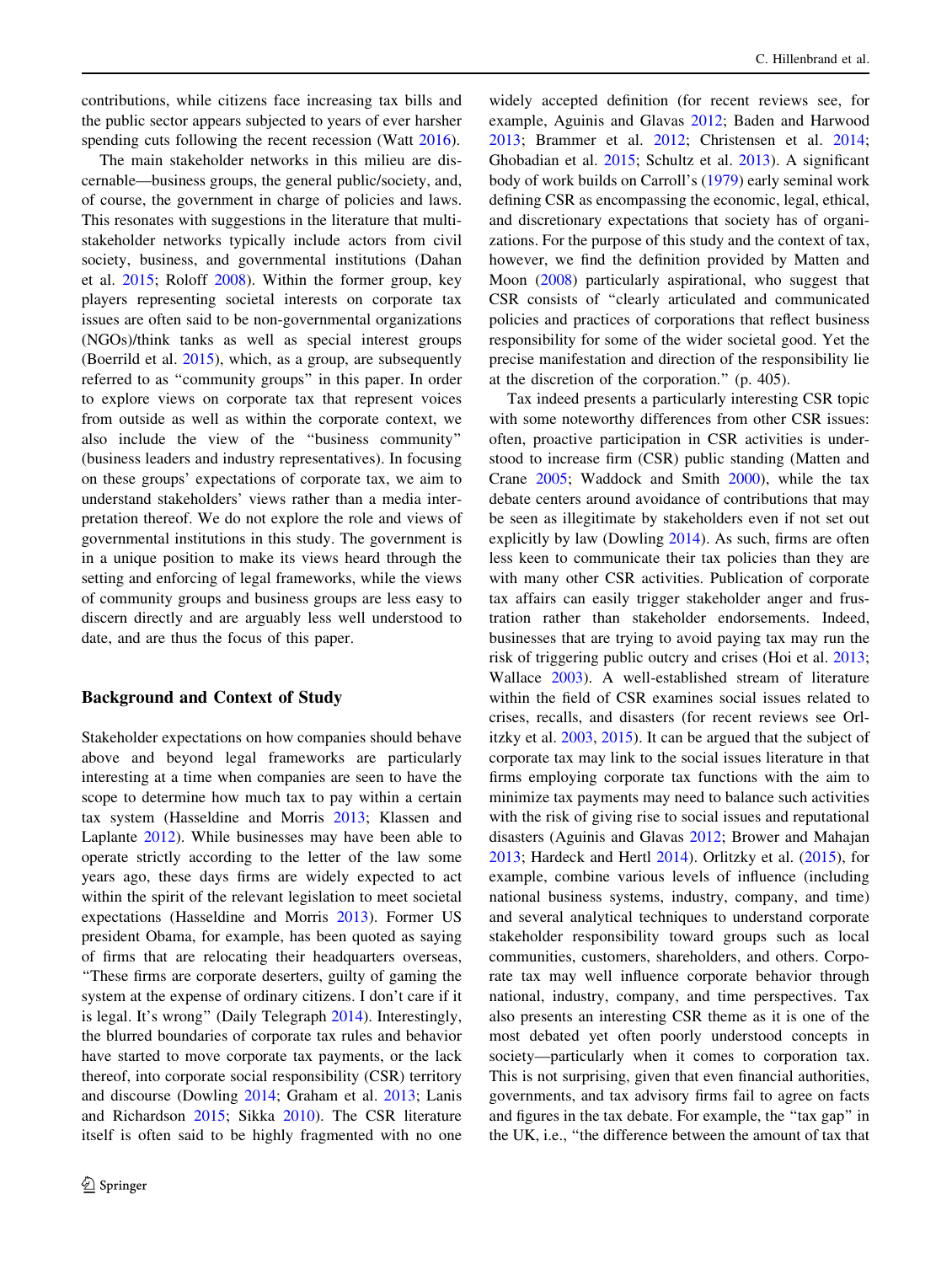contributions, while citizens face increasing tax bills and the public sector appears subjected to years of ever harsher spending cuts following the recent recession (Watt 2016).

The main stakeholder networks in this milieu are discernable—business groups, the general public/society, and, of course, the government in charge of policies and laws. This resonates with suggestions in the literature that multi-stakeholder networks typically include actors from civil society, business, and governmental institutions (Dahan et al. 2015; Roloff 2008). Within the former group, key players representing societal interests on corporate tax issues are often said to be non-governmental organizations (NGOs)/think tanks as well as special interest groups (Boerrild et al. 2015), which, as a group, are subsequently referred to as "community groups" in this paper. In order to explore views on corporate tax that represent voices from outside as well as within the corporate context, we also include the view of the "business community" (business leaders and industry representatives). In focusing on these groups' expectations of corporate tax, we aim to understand stakeholders' views rather than a media interpretation thereof. We do not explore the role and views of governmental institutions in this study. The government is in a unique position to make its views heard through the setting and enforcing of legal frameworks, while the views of community groups and business groups are less easy to discern directly and are arguably less well understood to date, and are thus the focus of this paper.

## Background and Context of Study

Stakeholder expectations on how companies should behave above and beyond legal frameworks are particularly interesting at a time when companies are seen to have the scope to determine how much tax to pay within a certain tax system (Hasseldine and Morris 2013; Klassen and Laplante 2012). While businesses may have been able to operate strictly according to the letter of the law some years ago, these days firms are widely expected to act within the spirit of the relevant legislation to meet societal expectations (Hasseldine and Morris 2013). Former US president Obama, for example, has been quoted as saying of firms that are relocating their headquarters overseas, "These firms are corporate deserters, guilty of gaming the system at the expense of ordinary citizens. I don't care if it is legal. It's wrong" (Daily Telegraph 2014). Interestingly, the blurred boundaries of corporate tax rules and behavior have started to move corporate tax payments, or the lack thereof, into corporate social responsibility (CSR) territory and discourse (Dowling 2014; Graham et al. 2013; Lanis and Richardson 2015; Sikka 2010). The CSR literature itself is often said to be highly fragmented with no one widely accepted definition (for recent reviews see, for example, Aguinis and Glavas 2012; Baden and Harwood 2013; Brammer et al. 2012; Christensen et al. 2014; Ghobadian et al. 2015; Schultz et al. 2013). A significant body of work builds on Carroll's (1979) early seminal work defining CSR as encompassing the economic, legal, ethical, and discretionary expectations that society has of organizations. For the purpose of this study and the context of tax, however, we find the definition provided by Matten and Moon (2008) particularly aspirational, who suggest that CSR consists of "clearly articulated and communicated policies and practices of corporations that reflect business responsibility for some of the wider societal good. Yet the precise manifestation and direction of the responsibility lie at the discretion of the corporation." (p. 405).

Tax indeed presents a particularly interesting CSR topic with some noteworthy differences from other CSR issues: often, proactive participation in CSR activities is understood to increase firm (CSR) public standing (Matten and Crane 2005; Waddock and Smith 2000), while the tax debate centers around avoidance of contributions that may be seen as illegitimate by stakeholders even if not set out explicitly by law (Dowling 2014). As such, firms are often less keen to communicate their tax policies than they are with many other CSR activities. Publication of corporate tax affairs can easily trigger stakeholder anger and frustration rather than stakeholder endorsements. Indeed, businesses that are trying to avoid paying tax may run the risk of triggering public outcry and crises (Hoi et al. 2013; Wallace 2003). A well-established stream of literature within the field of CSR examines social issues related to crises, recalls, and disasters (for recent reviews see Orlitzky et al. 2003, 2015). It can be argued that the subject of corporate tax may link to the social issues literature in that firms employing corporate tax functions with the aim to minimize tax payments may need to balance such activities with the risk of giving rise to social issues and reputational disasters (Aguinis and Glavas 2012; Brower and Mahajan 2013; Hardeck and Hertl 2014). Orlitzky et al. (2015), for example, combine various levels of influence (including national business systems, industry, company, and time) and several analytical techniques to understand corporate stakeholder responsibility toward groups such as local communities, customers, shareholders, and others. Corporate tax may well influence corporate behavior through national, industry, company, and time perspectives. Tax also presents an interesting CSR theme as it is one of the most debated yet often poorly understood concepts in society—particularly when it comes to corporation tax. This is not surprising, given that even financial authorities, governments, and tax advisory firms fail to agree on facts and figures in the tax debate. For example, the "tax gap" in the UK, i.e., "the difference between the amount of tax that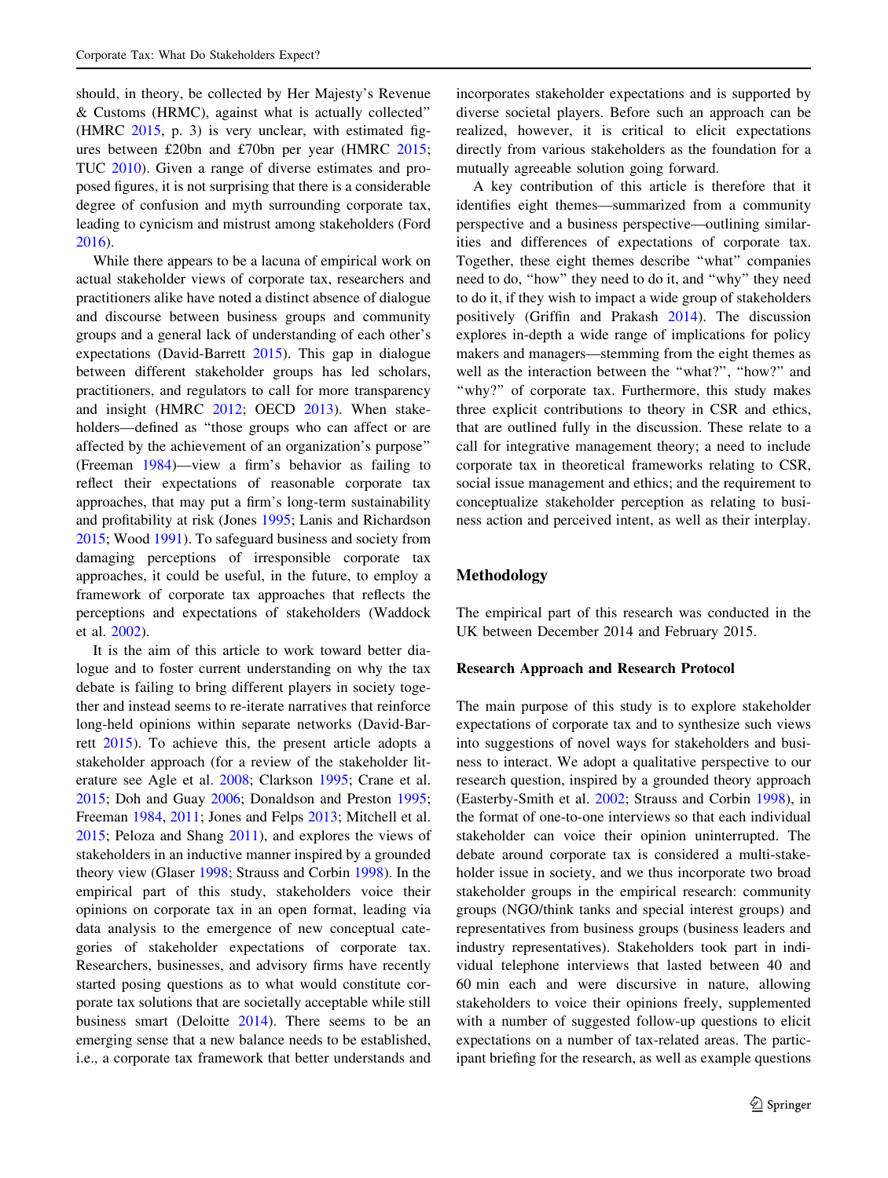should, in theory, be collected by Her Majesty's Revenue & Customs (HRMC), against what is actually collected" (HMRC 2015, p. 3) is very unclear, with estimated figures between £20bn and £70bn per year (HMRC 2015; TUC 2010). Given a range of diverse estimates and proposed figures, it is not surprising that there is a considerable degree of confusion and myth surrounding corporate tax, leading to cynicism and mistrust among stakeholders (Ford 2016).

While there appears to be a lacuna of empirical work on actual stakeholder views of corporate tax, researchers and practitioners alike have noted a distinct absence of dialogue and discourse between business groups and community groups and a general lack of understanding of each other's expectations (David-Barrett 2015). This gap in dialogue between different stakeholder groups has led scholars, practitioners, and regulators to call for more transparency and insight (HMRC 2012; OECD 2013). When stakeholders—defined as "those groups who can affect or are affected by the achievement of an organization's purpose" (Freeman 1984)—view a firm's behavior as failing to reflect their expectations of reasonable corporate tax approaches, that may put a firm's long-term sustainability and profitability at risk (Jones 1995; Lanis and Richardson 2015; Wood 1991). To safeguard business and society from damaging perceptions of irresponsible corporate tax approaches, it could be useful, in the future, to employ a framework of corporate tax approaches that reflects the perceptions and expectations of stakeholders (Waddock et al. 2002).

It is the aim of this article to work toward better dialogue and to foster current understanding on why the tax debate is failing to bring different players in society together and instead seems to re-iterate narratives that reinforce long-held opinions within separate networks (David-Barrett 2015). To achieve this, the present article adopts a stakeholder approach (for a review of the stakeholder literature see Agle et al. 2008; Clarkson 1995; Crane et al. 2015; Doh and Guay 2006; Donaldson and Preston 1995; Freeman 1984, 2011; Jones and Felps 2013; Mitchell et al. 2015; Peloza and Shang 2011), and explores the views of stakeholders in an inductive manner inspired by a grounded theory view (Glaser 1998; Strauss and Corbin 1998). In the empirical part of this study, stakeholders voice their opinions on corporate tax in an open format, leading via data analysis to the emergence of new conceptual categories of stakeholder expectations of corporate tax. Researchers, businesses, and advisory firms have recently started posing questions as to what would constitute corporate tax solutions that are societally acceptable while still business smart (Deloitte 2014). There seems to be an emerging sense that a new balance needs to be established, i.e., a corporate tax framework that better understands and incorporates stakeholder expectations and is supported by diverse societal players. Before such an approach can be realized, however, it is critical to elicit expectations directly from various stakeholders as the foundation for a mutually agreeable solution going forward.

A key contribution of this article is therefore that it identifies eight themes—summarized from a community perspective and a business perspective—outlining similarities and differences of expectations of corporate tax. Together, these eight themes describe "what" companies need to do, "how" they need to do it, and "why" they need to do it, if they wish to impact a wide group of stakeholders positively (Griffin and Prakash 2014). The discussion explores in-depth a wide range of implications for policy makers and managers—stemming from the eight themes as well as the interaction between the "what?", "how?" and "why?" of corporate tax. Furthermore, this study makes three explicit contributions to theory in CSR and ethics, that are outlined fully in the discussion. These relate to a call for integrative management theory; a need to include corporate tax in theoretical frameworks relating to CSR, social issue management and ethics; and the requirement to conceptualize stakeholder perception as relating to business action and perceived intent, as well as their interplay.

## Methodology

The empirical part of this research was conducted in the UK between December 2014 and February 2015.

### Research Approach and Research Protocol

The main purpose of this study is to explore stakeholder expectations of corporate tax and to synthesize such views into suggestions of novel ways for stakeholders and business to interact. We adopt a qualitative perspective to our research question, inspired by a grounded theory approach (Easterby-Smith et al. 2002; Strauss and Corbin 1998), in the format of one-to-one interviews so that each individual stakeholder can voice their opinion uninterrupted. The debate around corporate tax is considered a multi-stakeholder issue in society, and we thus incorporate two broad stakeholder groups in the empirical research: community groups (NGO/think tanks and special interest groups) and representatives from business groups (business leaders and industry representatives). Stakeholders took part in individual telephone interviews that lasted between 40 and 60 min each and were discursive in nature, allowing stakeholders to voice their opinions freely, supplemented with a number of suggested follow-up questions to elicit expectations on a number of tax-related areas. The participant briefing for the research, as well as example questions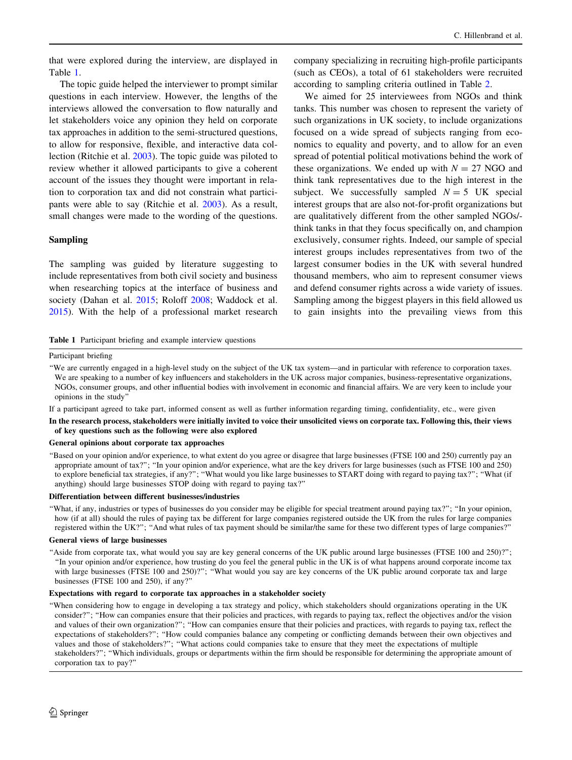that were explored during the interview, are displayed in Table 1.

The topic guide helped the interviewer to prompt similar questions in each interview. However, the lengths of the interviews allowed the conversation to flow naturally and let stakeholders voice any opinion they held on corporate tax approaches in addition to the semi-structured questions, to allow for responsive, flexible, and interactive data collection (Ritchie et al. 2003). The topic guide was piloted to review whether it allowed participants to give a coherent account of the issues they thought were important in relation to corporation tax and did not constrain what participants were able to say (Ritchie et al. 2003). As a result, small changes were made to the wording of the questions.

## Sampling

The sampling was guided by literature suggesting to include representatives from both civil society and business when researching topics at the interface of business and society (Dahan et al. 2015; Roloff 2008; Waddock et al. 2015). With the help of a professional market research company specializing in recruiting high-profile participants (such as CEOs), a total of 61 stakeholders were recruited according to sampling criteria outlined in Table 2.

We aimed for 25 interviewees from NGOs and think tanks. This number was chosen to represent the variety of such organizations in UK society, to include organizations focused on a wide spread of subjects ranging from economics to equality and poverty, and to allow for an even spread of potential political motivations behind the work of these organizations. We ended up with $N = 27$ NGO and think tank representatives due to the high interest in the subject. We successfully sampled $N = 5$ UK special interest groups that are also not-for-profit organizations but are qualitatively different from the other sampled NGOs/think tanks in that they focus specifically on, and champion exclusively, consumer rights. Indeed, our sample of special interest groups includes representatives from two of the largest consumer bodies in the UK with several hundred thousand members, who aim to represent consumer views and defend consumer rights across a wide variety of issues. Sampling among the biggest players in this field allowed us to gain insights into the prevailing views from this

**Table 1** Participant briefing and example interview questions

Participant briefing

"We are currently engaged in a high-level study on the subject of the UK tax system—and in particular with reference to corporation taxes. We are speaking to a number of key influencers and stakeholders in the UK across major companies, business-representative organizations, NGOs, consumer groups, and other influential bodies with involvement in economic and financial affairs. We are very keen to include your opinions in the study"

If a participant agreed to take part, informed consent as well as further information regarding timing, confidentiality, etc., were given

**In the research process, stakeholders were initially invited to voice their unsolicited views on corporate tax. Following this, their views of key questions such as the following were also explored**

**General opinions about corporate tax approaches**

"Based on your opinion and/or experience, to what extent do you agree or disagree that large businesses (FTSE 100 and 250) currently pay an appropriate amount of tax?"; "In your opinion and/or experience, what are the key drivers for large businesses (such as FTSE 100 and 250) to explore beneficial tax strategies, if any?"; "What would you like large businesses to START doing with regard to paying tax?"; "What (if anything) should large businesses STOP doing with regard to paying tax?"

**Differentiation between different businesses/industries**

"What, if any, industries or types of businesses do you consider may be eligible for special treatment around paying tax?"; "In your opinion, how (if at all) should the rules of paying tax be different for large companies registered outside the UK from the rules for large companies registered within the UK?"; "And what rules of tax payment should be similar/the same for these two different types of large companies?"

**General views of large businesses**

"Aside from corporate tax, what would you say are key general concerns of the UK public around large businesses (FTSE 100 and 250)?"; "In your opinion and/or experience, how trusting do you feel the general public in the UK is of what happens around corporate income tax with large businesses (FTSE 100 and 250)?"; "What would you say are key concerns of the UK public around corporate tax and large businesses (FTSE 100 and 250), if any?"

**Expectations with regard to corporate tax approaches in a stakeholder society**

"When considering how to engage in developing a tax strategy and policy, which stakeholders should organizations operating in the UK consider?"; "How can companies ensure that their policies and practices, with regards to paying tax, reflect the objectives and/or the vision and values of their own organization?"; "How can companies ensure that their policies and practices, with regards to paying tax, reflect the expectations of stakeholders?"; "How could companies balance any competing or conflicting demands between their own objectives and values and those of stakeholders?"; "What actions could companies take to ensure that they meet the expectations of multiple stakeholders?"; "Which individuals, groups or departments within the firm should be responsible for determining the appropriate amount of corporation tax to pay?"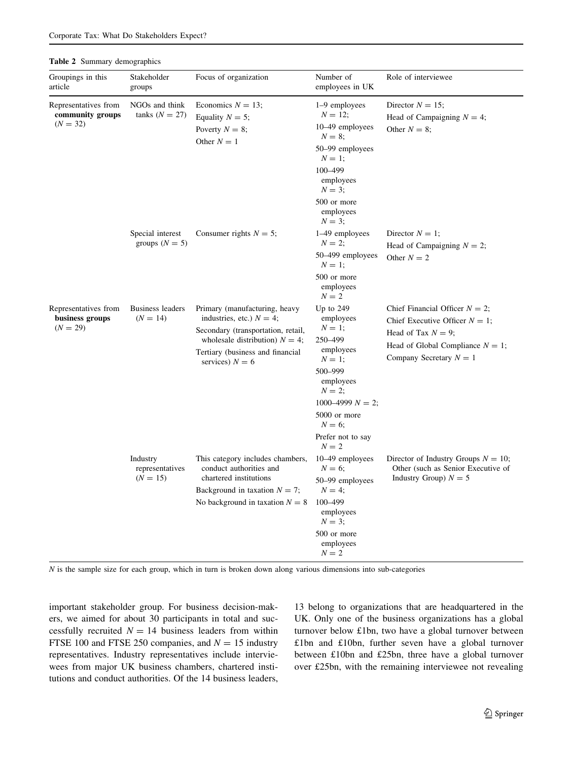**Table 2** Summary demographics

| Groupings in this article | Stakeholder groups | Focus of organization | Number of employees in UK | Role of interviewee |
|---|---|---|---|---|
| Representatives from **community groups** ($N = 32$) | NGOs and think tanks ($N = 27$) | Economics $N = 13$; Equality $N = 5$; Poverty $N = 8$; Other $N = 1$ | 1–9 employees $N = 12$; 10–49 employees $N = 8$; 50–99 employees $N = 1$; 100–499 employees $N = 3$; 500 or more employees $N = 3$; | Director $N = 15$; Head of Campaigning $N = 4$; Other $N = 8$; |
| | Special interest groups ($N = 5$) | Consumer rights $N = 5$; | 1–49 employees $N = 2$; 50–499 employees $N = 1$; 500 or more employees $N = 2$ | Director $N = 1$; Head of Campaigning $N = 2$; Other $N = 2$ |
| Representatives from **business groups** ($N = 29$) | Business leaders ($N = 14$) | Primary (manufacturing, heavy industries, etc.) $N = 4$; Secondary (transportation, retail, wholesale distribution) $N = 4$; Tertiary (business and financial services) $N = 6$ | Up to 249 employees $N = 1$; 250–499 employees $N = 1$; 500–999 employees $N = 2$; 1000–4999 $N = 2$; 5000 or more $N = 6$; Prefer not to say $N = 2$ | Chief Financial Officer $N = 2$; Chief Executive Officer $N = 1$; Head of Tax $N = 9$; Head of Global Compliance $N = 1$; Company Secretary $N = 1$ |
| | Industry representatives ($N = 15$) | This category includes chambers, conduct authorities and chartered institutions; Background in taxation $N = 7$; No background in taxation $N = 8$ | 10–49 employees $N = 6$; 50–99 employees $N = 4$; 100–499 employees $N = 3$; 500 or more employees $N = 2$ | Director of Industry Groups $N = 10$; Other (such as Senior Executive of Industry Group) $N = 5$ |

$N$ is the sample size for each group, which in turn is broken down along various dimensions into sub-categories

important stakeholder group. For business decision-makers, we aimed for about 30 participants in total and successfully recruited $N = 14$ business leaders from within FTSE 100 and FTSE 250 companies, and $N = 15$ industry representatives. Industry representatives include interviewees from major UK business chambers, chartered institutions and conduct authorities. Of the 14 business leaders, 13 belong to organizations that are headquartered in the UK. Only one of the business organizations has a global turnover below £1bn, two have a global turnover between £1bn and £10bn, further seven have a global turnover between £10bn and £25bn, three have a global turnover over £25bn, with the remaining interviewee not revealing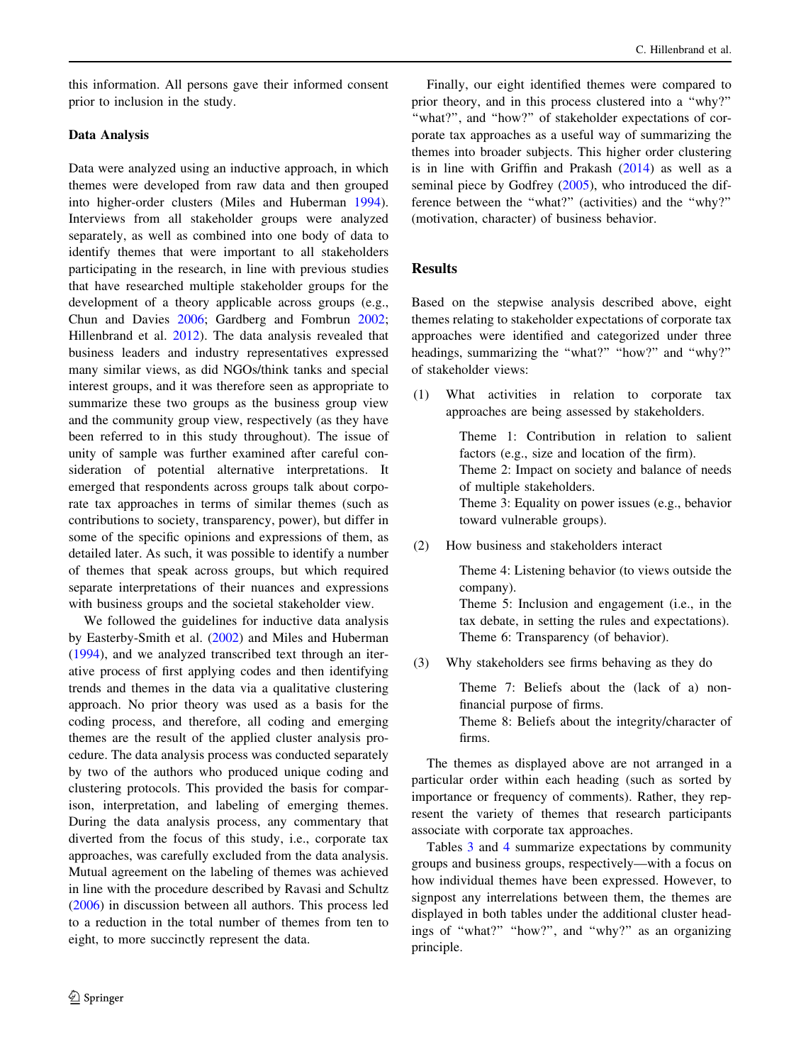this information. All persons gave their informed consent prior to inclusion in the study.

### Data Analysis

Data were analyzed using an inductive approach, in which themes were developed from raw data and then grouped into higher-order clusters (Miles and Huberman 1994). Interviews from all stakeholder groups were analyzed separately, as well as combined into one body of data to identify themes that were important to all stakeholders participating in the research, in line with previous studies that have researched multiple stakeholder groups for the development of a theory applicable across groups (e.g., Chun and Davies 2006; Gardberg and Fombrun 2002; Hillenbrand et al. 2012). The data analysis revealed that business leaders and industry representatives expressed many similar views, as did NGOs/think tanks and special interest groups, and it was therefore seen as appropriate to summarize these two groups as the business group view and the community group view, respectively (as they have been referred to in this study throughout). The issue of unity of sample was further examined after careful consideration of potential alternative interpretations. It emerged that respondents across groups talk about corporate tax approaches in terms of similar themes (such as contributions to society, transparency, power), but differ in some of the specific opinions and expressions of them, as detailed later. As such, it was possible to identify a number of themes that speak across groups, but which required separate interpretations of their nuances and expressions with business groups and the societal stakeholder view.

We followed the guidelines for inductive data analysis by Easterby-Smith et al. (2002) and Miles and Huberman (1994), and we analyzed transcribed text through an iterative process of first applying codes and then identifying trends and themes in the data via a qualitative clustering approach. No prior theory was used as a basis for the coding process, and therefore, all coding and emerging themes are the result of the applied cluster analysis procedure. The data analysis process was conducted separately by two of the authors who produced unique coding and clustering protocols. This provided the basis for comparison, interpretation, and labeling of emerging themes. During the data analysis process, any commentary that diverted from the focus of this study, i.e., corporate tax approaches, was carefully excluded from the data analysis. Mutual agreement on the labeling of themes was achieved in line with the procedure described by Ravasi and Schultz (2006) in discussion between all authors. This process led to a reduction in the total number of themes from ten to eight, to more succinctly represent the data.

Finally, our eight identified themes were compared to prior theory, and in this process clustered into a "why?" "what?", and "how?" of stakeholder expectations of corporate tax approaches as a useful way of summarizing the themes into broader subjects. This higher order clustering is in line with Griffin and Prakash (2014) as well as a seminal piece by Godfrey (2005), who introduced the difference between the "what?" (activities) and the "why?" (motivation, character) of business behavior.

## Results

Based on the stepwise analysis described above, eight themes relating to stakeholder expectations of corporate tax approaches were identified and categorized under three headings, summarizing the "what?" "how?" and "why?" of stakeholder views:

(1) What activities in relation to corporate tax approaches are being assessed by stakeholders.

   Theme 1: Contribution in relation to salient factors (e.g., size and location of the firm).
   Theme 2: Impact on society and balance of needs of multiple stakeholders.
   Theme 3: Equality on power issues (e.g., behavior toward vulnerable groups).

(2) How business and stakeholders interact

   Theme 4: Listening behavior (to views outside the company).
   Theme 5: Inclusion and engagement (i.e., in the tax debate, in setting the rules and expectations).
   Theme 6: Transparency (of behavior).

(3) Why stakeholders see firms behaving as they do

   Theme 7: Beliefs about the (lack of a) non-financial purpose of firms.
   Theme 8: Beliefs about the integrity/character of firms.

The themes as displayed above are not arranged in a particular order within each heading (such as sorted by importance or frequency of comments). Rather, they represent the variety of themes that research participants associate with corporate tax approaches.

Tables 3 and 4 summarize expectations by community groups and business groups, respectively—with a focus on how individual themes have been expressed. However, to signpost any interrelations between them, the themes are displayed in both tables under the additional cluster headings of "what?" "how?", and "why?" as an organizing principle.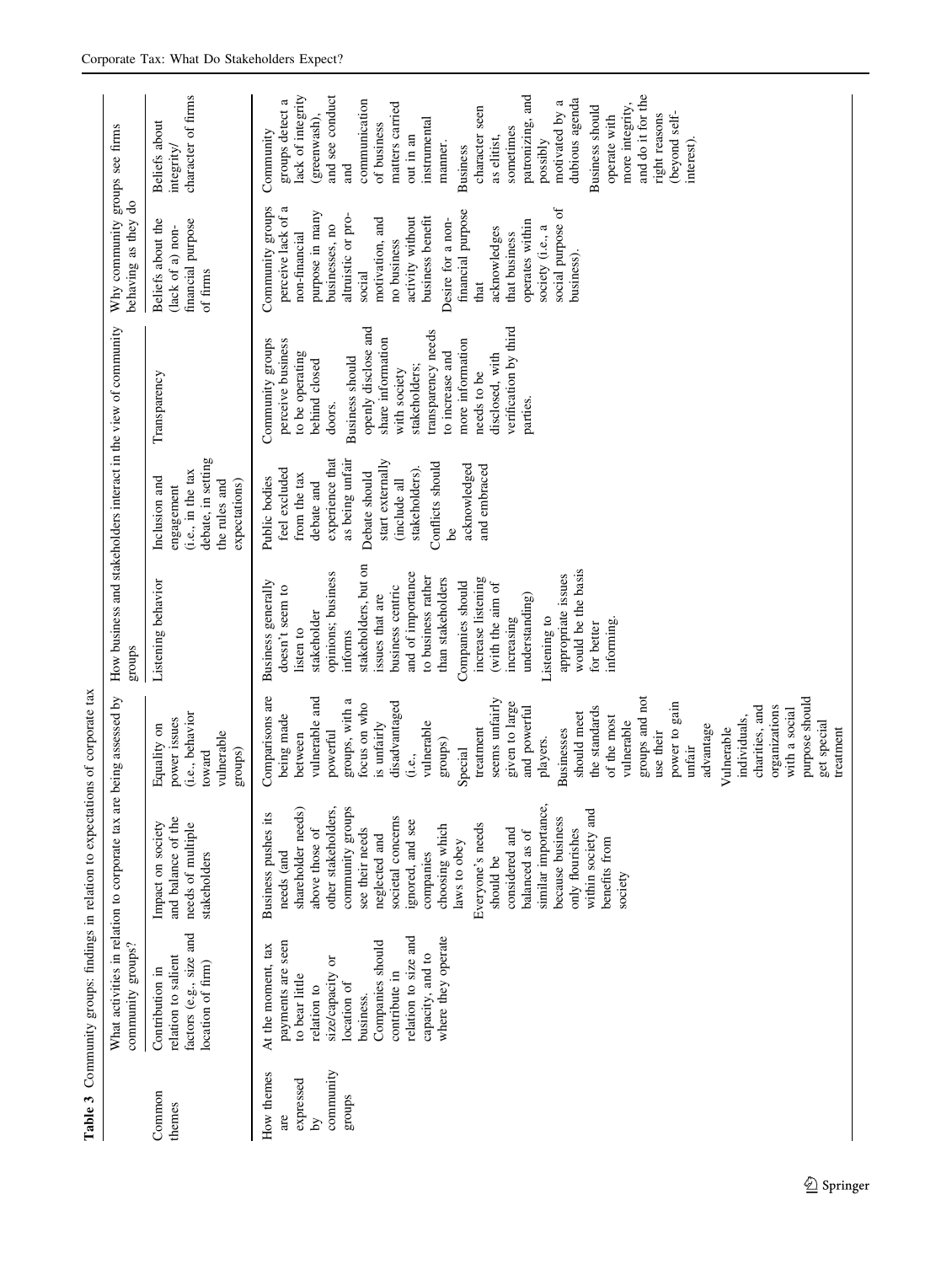**Table 3** Community groups: findings in relation to expectations of corporate tax

| | What activities in relation to corporate tax are being assessed by community groups? | | | How business and stakeholders interact in the view of community groups | | | Why community groups see firms behaving as they do | |
|---|---|---|---|---|---|---|---|---|
| Common themes | Contribution in relation to salient factors (e.g., size and location of firm) | Impact on society and balance of the needs of multiple stakeholders | Equality on power issues (i.e., behavior toward vulnerable groups) | Listening behavior | Inclusion and engagement (i.e., in the tax debate, in setting the rules and expectations) | Transparency | Beliefs about the (lack of a) non-financial purpose of firms | Beliefs about integrity/character of firms |
| How themes are expressed by community groups | At the moment, tax payments are seen to bear little relation to size/capacity or location of business. Companies should contribute in relation to size and capacity, and to where they operate | Business pushes its needs (and shareholder needs) above those of other stakeholders, community groups see their needs neglected and societal concerns ignored, and see companies choosing which laws to obey. Everyone's needs should be considered and balanced as of similar importance, because business only flourishes within society and benefits from society | Comparisons are being made between vulnerable and powerful groups, with a focus on who is unfairly disadvantaged (i.e., vulnerable groups). Special treatment seems unfairly given to large and powerful players. Businesses should meet the standards of the most vulnerable groups and not use their power to gain unfair advantage. Vulnerable individuals, charities, and organizations with a social purpose should get special treatment | Business generally doesn't seem to listen to stakeholder opinions; business informs stakeholders, but on issues that are business centric and of importance to business rather than stakeholders. Companies should increase listening (with the aim of increasing understanding). Listening to appropriate issues would be the basis for better informing. | Public bodies feel excluded from the tax debate and experience that as being unfair. Debate should start externally (include all stakeholders). Conflicts should be acknowledged and embraced | Community groups perceive business to be operating behind closed doors. Business should openly disclose and share information with society stakeholders; transparency needs to increase and more information needs to be disclosed, with verification by third parties. | Community groups perceive lack of a non-financial purpose in many businesses, no altruistic or pro-social motivation, and no business activity without business benefit. Desire for a non-financial purpose that acknowledges that business operates within society (i.e., a social purpose of business). | Community groups detect a lack of integrity (greenwash), and see conduct and communication of business matters carried out in an instrumental manner. Business character seen as elitist, sometimes patronizing, and possibly motivated by a dubious agenda. Business should operate with more integrity, and do it for the right reasons (beyond self-interest). |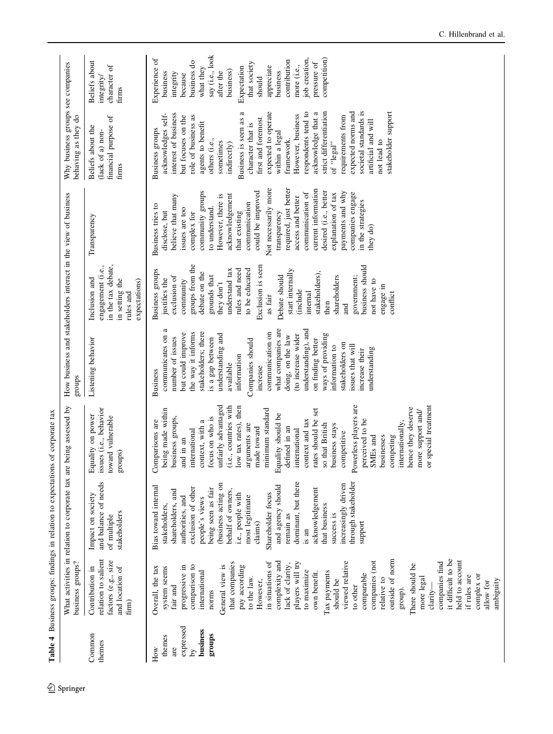**Table 4** Business groups: findings in relation to expectations of corporate tax

| | What activities in relation to corporate tax are being assessed by business groups? | | | How business and stakeholders interact in the view of business groups | | | Why business groups see companies behaving as they do | |
|---|---|---|---|---|---|---|---|---|
| Common themes | Contribution in relation to salient factors (e.g., size and location of firm) | Impact on society and balance of needs of multiple stakeholders | Equality on power issues (i.e., behavior toward vulnerable groups) | Listening behavior | Inclusion and engagement (i.e., in the tax debate, in setting the rules and expectations) | Transparency | Beliefs about the (lack of a) non-financial purpose of firms | Beliefs about integrity/character of firms |
| How themes are expressed by **business groups** | Overall, the tax system seems fair and progressive in comparison to international norms<br>General view is that companies pay according to the law. However, in situations of complexity and lack of clarity, players will try to maximize own benefit.<br>Tax payments should be viewed relative to other comparable companies (not relative to outside of norm group).<br>There should be more legal clarity—companies find it difficult to be held to account if rules are complex or allow for ambiguity | Bias toward internal stakeholders, shareholders, and authorities, and exclusion of other people's views being seen as fair (business acting on behalf of owners, i.e., people with most legitimate claims)<br>Shareholder focus and agency should remain as dominant, but there is an acknowledgement that business success is increasingly driven through stakeholder support | Comparisons are being made within business groups, and in an international context, with a focus on who is unfairly advantaged (i.e., countries with low tax rates), then arguments are made toward minimum standard<br>Equality should be defined in an international context and tax rates should be set so that British business stays competitive<br>Powerless players are perceived to be SMEs and businesses competing internationally, hence they deserve more support and/or special treatment | Business communicates on a number of issues but could improve the way it informs stakeholders; there is a gap between understanding and available information<br>Companies should increase communication on what companies are doing, on the law (to increase wider understanding), and on finding better ways of providing information to stakeholders on issues that will increase their understanding | Business groups justifies the exclusion of community groups from the debate on the grounds that they don't understand tax rules and need to be educated<br>Exclusion is seen as fair<br>Debate should start internally (include internal stakeholders), then shareholders and government; business should not have to engage in conflict | Business tries to disclose, but believe that many issues are too complex for community groups to understand. However, there is acknowledgement that existing communication could be improved<br>Not necessarily more transparency required, just better access and better communication of current information desired (i.e., better explanation of tax payments and why companies engage in the strategies they do) | Business groups acknowledges self-interest of business but focuses on the role of business as agents to benefit others (i.e., sometimes indirectly)<br>Business is seen as a character that is first and foremost expected to operate within a legal framework.<br>However, business respondents tend to acknowledge that a strict differentiation of "legal" requirements from expected norms and societal standards is artificial and will not lead to stakeholder support | Experience of business integrity because business do what they say (i.e., look after the business)<br>Expectation that society should appreciate business contribution more (i.e., job creation, pressure of competition) |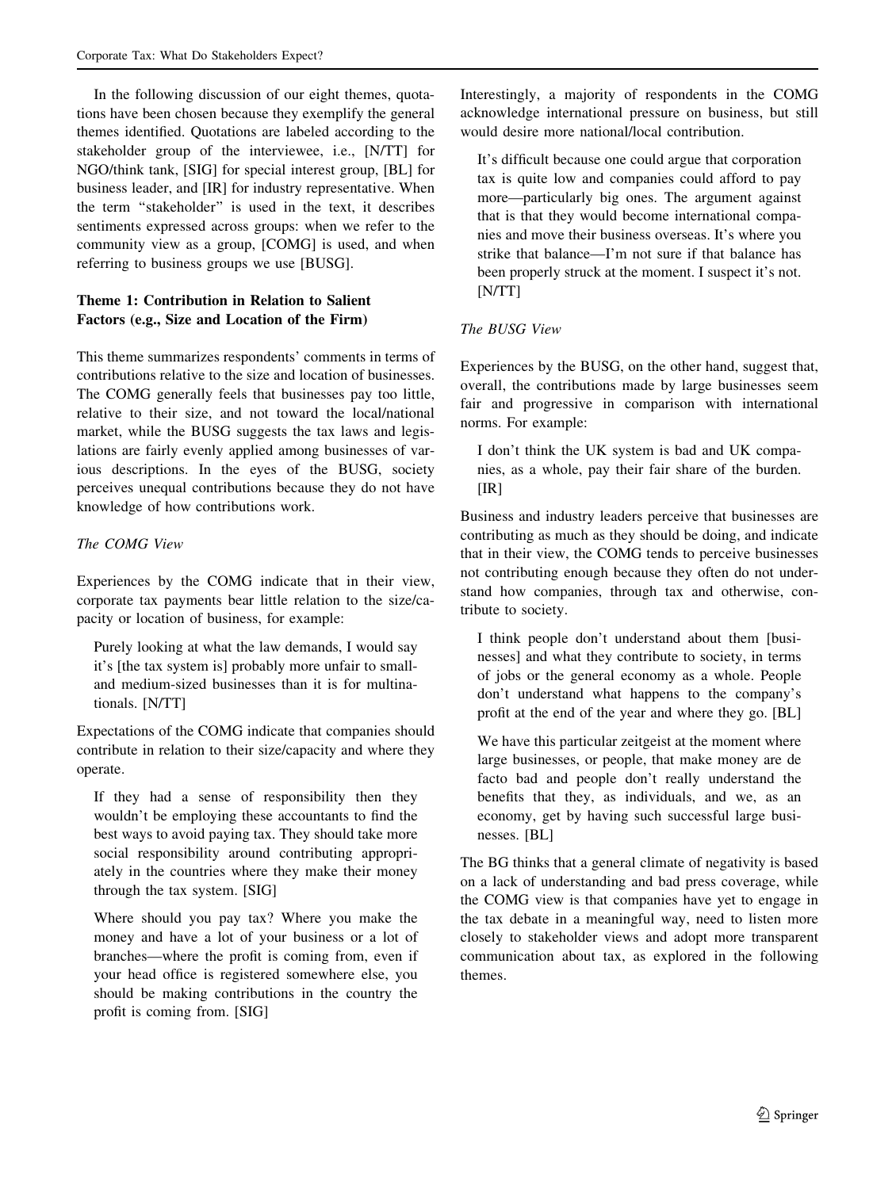In the following discussion of our eight themes, quotations have been chosen because they exemplify the general themes identified. Quotations are labeled according to the stakeholder group of the interviewee, i.e., [N/TT] for NGO/think tank, [SIG] for special interest group, [BL] for business leader, and [IR] for industry representative. When the term "stakeholder" is used in the text, it describes sentiments expressed across groups: when we refer to the community view as a group, [COMG] is used, and when referring to business groups we use [BUSG].

### Theme 1: Contribution in Relation to Salient Factors (e.g., Size and Location of the Firm)

This theme summarizes respondents' comments in terms of contributions relative to the size and location of businesses. The COMG generally feels that businesses pay too little, relative to their size, and not toward the local/national market, while the BUSG suggests the tax laws and legislations are fairly evenly applied among businesses of various descriptions. In the eyes of the BUSG, society perceives unequal contributions because they do not have knowledge of how contributions work.

#### *The COMG View*

Experiences by the COMG indicate that in their view, corporate tax payments bear little relation to the size/capacity or location of business, for example:

> Purely looking at what the law demands, I would say it's [the tax system is] probably more unfair to small- and medium-sized businesses than it is for multinationals. [N/TT]

Expectations of the COMG indicate that companies should contribute in relation to their size/capacity and where they operate.

> If they had a sense of responsibility then they wouldn't be employing these accountants to find the best ways to avoid paying tax. They should take more social responsibility around contributing appropriately in the countries where they make their money through the tax system. [SIG]

> Where should you pay tax? Where you make the money and have a lot of your business or a lot of branches—where the profit is coming from, even if your head office is registered somewhere else, you should be making contributions in the country the profit is coming from. [SIG]

Interestingly, a majority of respondents in the COMG acknowledge international pressure on business, but still would desire more national/local contribution.

> It's difficult because one could argue that corporation tax is quite low and companies could afford to pay more—particularly big ones. The argument against that is that they would become international companies and move their business overseas. It's where you strike that balance—I'm not sure if that balance has been properly struck at the moment. I suspect it's not. [N/TT]

#### *The BUSG View*

Experiences by the BUSG, on the other hand, suggest that, overall, the contributions made by large businesses seem fair and progressive in comparison with international norms. For example:

> I don't think the UK system is bad and UK companies, as a whole, pay their fair share of the burden. [IR]

Business and industry leaders perceive that businesses are contributing as much as they should be doing, and indicate that in their view, the COMG tends to perceive businesses not contributing enough because they often do not understand how companies, through tax and otherwise, contribute to society.

> I think people don't understand about them [businesses] and what they contribute to society, in terms of jobs or the general economy as a whole. People don't understand what happens to the company's profit at the end of the year and where they go. [BL]

> We have this particular zeitgeist at the moment where large businesses, or people, that make money are de facto bad and people don't really understand the benefits that they, as individuals, and we, as an economy, get by having such successful large businesses. [BL]

The BG thinks that a general climate of negativity is based on a lack of understanding and bad press coverage, while the COMG view is that companies have yet to engage in the tax debate in a meaningful way, need to listen more closely to stakeholder views and adopt more transparent communication about tax, as explored in the following themes.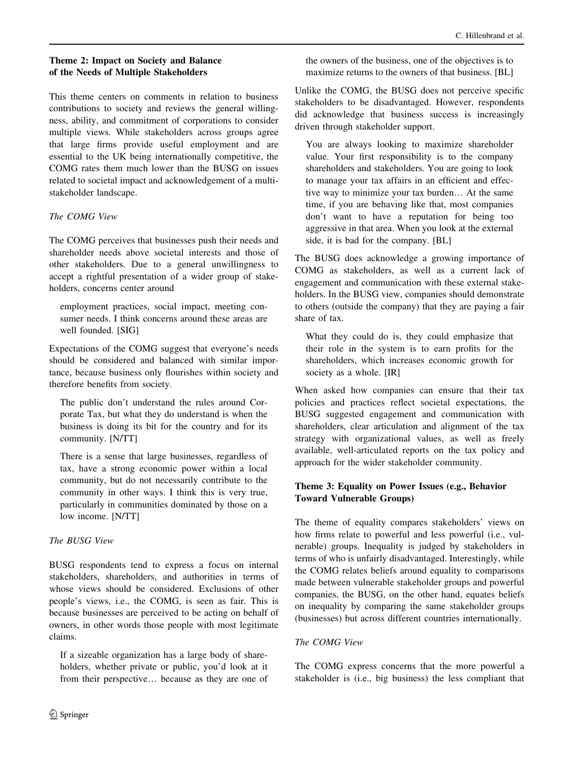### Theme 2: Impact on Society and Balance of the Needs of Multiple Stakeholders

This theme centers on comments in relation to business contributions to society and reviews the general willingness, ability, and commitment of corporations to consider multiple views. While stakeholders across groups agree that large firms provide useful employment and are essential to the UK being internationally competitive, the COMG rates them much lower than the BUSG on issues related to societal impact and acknowledgement of a multi-stakeholder landscape.

*The COMG View*

The COMG perceives that businesses push their needs and shareholder needs above societal interests and those of other stakeholders. Due to a general unwillingness to accept a rightful presentation of a wider group of stakeholders, concerns center around

> employment practices, social impact, meeting consumer needs. I think concerns around these areas are well founded. [SIG]

Expectations of the COMG suggest that everyone's needs should be considered and balanced with similar importance, because business only flourishes within society and therefore benefits from society.

> The public don't understand the rules around Corporate Tax, but what they do understand is when the business is doing its bit for the country and for its community. [N/TT]

> There is a sense that large businesses, regardless of tax, have a strong economic power within a local community, but do not necessarily contribute to the community in other ways. I think this is very true, particularly in communities dominated by those on a low income. [N/TT]

*The BUSG View*

BUSG respondents tend to express a focus on internal stakeholders, shareholders, and authorities in terms of whose views should be considered. Exclusions of other people's views, i.e., the COMG, is seen as fair. This is because businesses are perceived to be acting on behalf of owners, in other words those people with most legitimate claims.

> If a sizeable organization has a large body of shareholders, whether private or public, you'd look at it from their perspective… because as they are one of the owners of the business, one of the objectives is to maximize returns to the owners of that business. [BL]

Unlike the COMG, the BUSG does not perceive specific stakeholders to be disadvantaged. However, respondents did acknowledge that business success is increasingly driven through stakeholder support.

> You are always looking to maximize shareholder value. Your first responsibility is to the company shareholders and stakeholders. You are going to look to manage your tax affairs in an efficient and effective way to minimize your tax burden… At the same time, if you are behaving like that, most companies don't want to have a reputation for being too aggressive in that area. When you look at the external side, it is bad for the company. [BL]

The BUSG does acknowledge a growing importance of COMG as stakeholders, as well as a current lack of engagement and communication with these external stakeholders. In the BUSG view, companies should demonstrate to others (outside the company) that they are paying a fair share of tax.

> What they could do is, they could emphasize that their role in the system is to earn profits for the shareholders, which increases economic growth for society as a whole. [IR]

When asked how companies can ensure that their tax policies and practices reflect societal expectations, the BUSG suggested engagement and communication with shareholders, clear articulation and alignment of the tax strategy with organizational values, as well as freely available, well-articulated reports on the tax policy and approach for the wider stakeholder community.

### Theme 3: Equality on Power Issues (e.g., Behavior Toward Vulnerable Groups)

The theme of equality compares stakeholders' views on how firms relate to powerful and less powerful (i.e., vulnerable) groups. Inequality is judged by stakeholders in terms of who is unfairly disadvantaged. Interestingly, while the COMG relates beliefs around equality to comparisons made between vulnerable stakeholder groups and powerful companies, the BUSG, on the other hand, equates beliefs on inequality by comparing the same stakeholder groups (businesses) but across different countries internationally.

*The COMG View*

The COMG express concerns that the more powerful a stakeholder is (i.e., big business) the less compliant that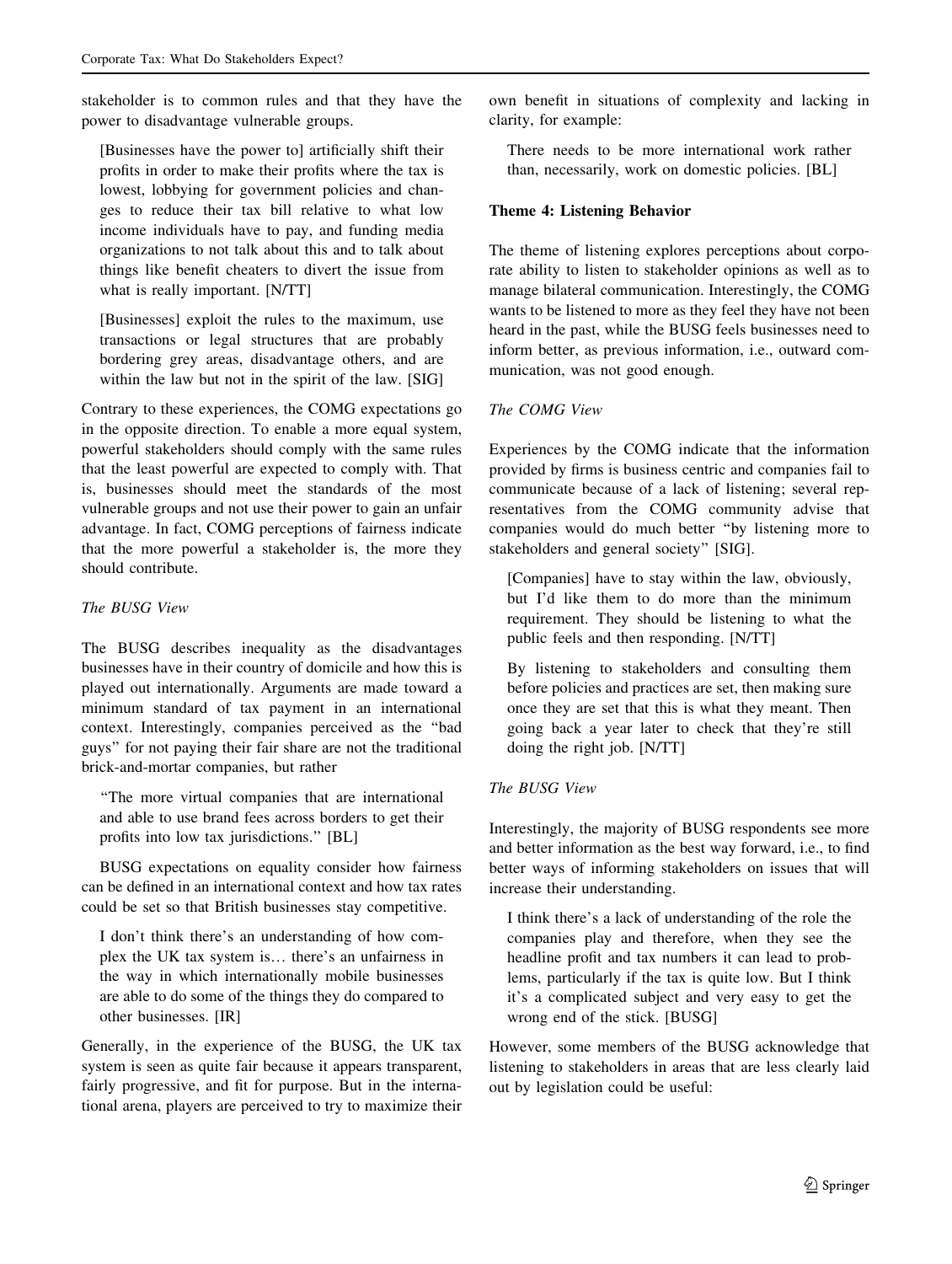stakeholder is to common rules and that they have the power to disadvantage vulnerable groups.

> [Businesses have the power to] artificially shift their profits in order to make their profits where the tax is lowest, lobbying for government policies and changes to reduce their tax bill relative to what low income individuals have to pay, and funding media organizations to not talk about this and to talk about things like benefit cheaters to divert the issue from what is really important. [N/TT]

> [Businesses] exploit the rules to the maximum, use transactions or legal structures that are probably bordering grey areas, disadvantage others, and are within the law but not in the spirit of the law. [SIG]

Contrary to these experiences, the COMG expectations go in the opposite direction. To enable a more equal system, powerful stakeholders should comply with the same rules that the least powerful are expected to comply with. That is, businesses should meet the standards of the most vulnerable groups and not use their power to gain an unfair advantage. In fact, COMG perceptions of fairness indicate that the more powerful a stakeholder is, the more they should contribute.

*The BUSG View*

The BUSG describes inequality as the disadvantages businesses have in their country of domicile and how this is played out internationally. Arguments are made toward a minimum standard of tax payment in an international context. Interestingly, companies perceived as the "bad guys" for not paying their fair share are not the traditional brick-and-mortar companies, but rather

> "The more virtual companies that are international and able to use brand fees across borders to get their profits into low tax jurisdictions." [BL]

BUSG expectations on equality consider how fairness can be defined in an international context and how tax rates could be set so that British businesses stay competitive.

> I don't think there's an understanding of how complex the UK tax system is… there's an unfairness in the way in which internationally mobile businesses are able to do some of the things they do compared to other businesses. [IR]

Generally, in the experience of the BUSG, the UK tax system is seen as quite fair because it appears transparent, fairly progressive, and fit for purpose. But in the international arena, players are perceived to try to maximize their own benefit in situations of complexity and lacking in clarity, for example:

> There needs to be more international work rather than, necessarily, work on domestic policies. [BL]

### Theme 4: Listening Behavior

The theme of listening explores perceptions about corporate ability to listen to stakeholder opinions as well as to manage bilateral communication. Interestingly, the COMG wants to be listened to more as they feel they have not been heard in the past, while the BUSG feels businesses need to inform better, as previous information, i.e., outward communication, was not good enough.

*The COMG View*

Experiences by the COMG indicate that the information provided by firms is business centric and companies fail to communicate because of a lack of listening; several representatives from the COMG community advise that companies would do much better "by listening more to stakeholders and general society" [SIG].

> [Companies] have to stay within the law, obviously, but I'd like them to do more than the minimum requirement. They should be listening to what the public feels and then responding. [N/TT]

> By listening to stakeholders and consulting them before policies and practices are set, then making sure once they are set that this is what they meant. Then going back a year later to check that they're still doing the right job. [N/TT]

*The BUSG View*

Interestingly, the majority of BUSG respondents see more and better information as the best way forward, i.e., to find better ways of informing stakeholders on issues that will increase their understanding.

> I think there's a lack of understanding of the role the companies play and therefore, when they see the headline profit and tax numbers it can lead to problems, particularly if the tax is quite low. But I think it's a complicated subject and very easy to get the wrong end of the stick. [BUSG]

However, some members of the BUSG acknowledge that listening to stakeholders in areas that are less clearly laid out by legislation could be useful: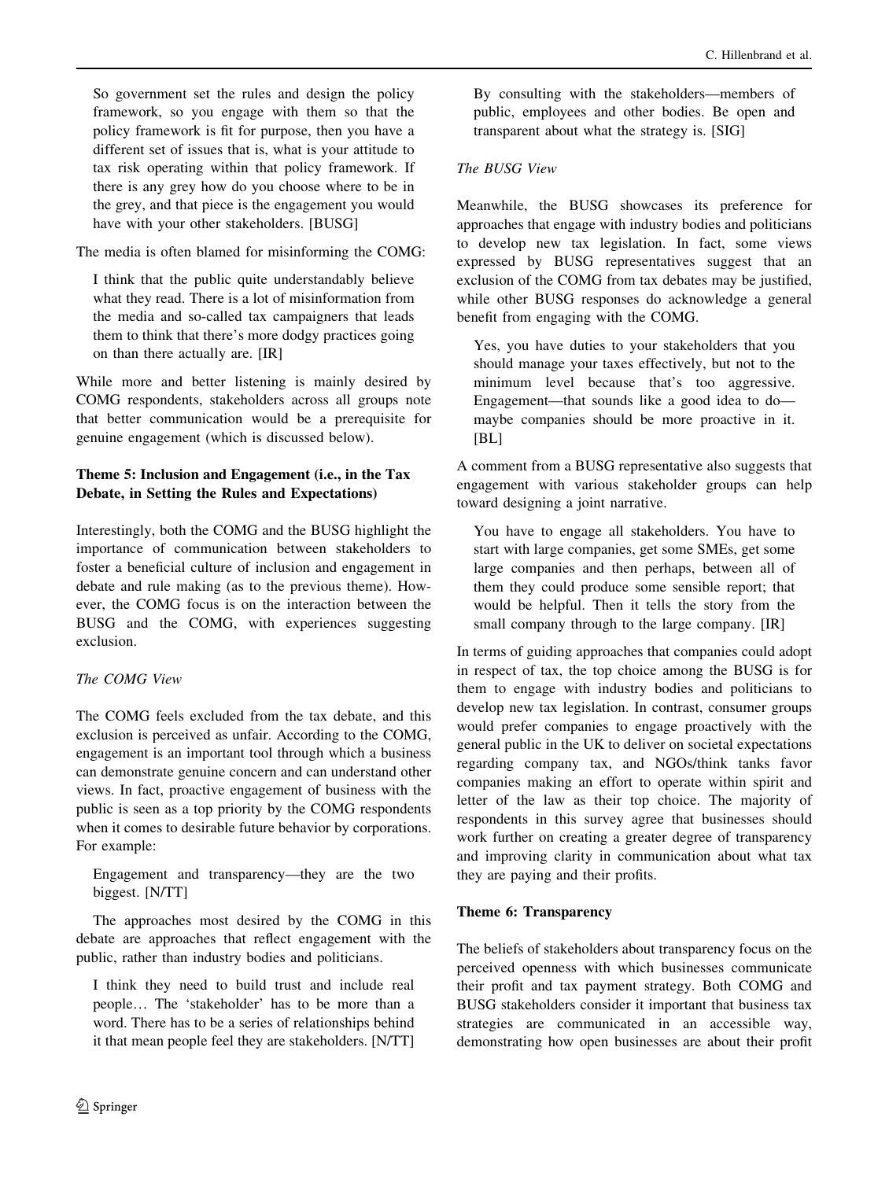> So government set the rules and design the policy framework, so you engage with them so that the policy framework is fit for purpose, then you have a different set of issues that is, what is your attitude to tax risk operating within that policy framework. If there is any grey how do you choose where to be in the grey, and that piece is the engagement you would have with your other stakeholders. [BUSG]

The media is often blamed for misinforming the COMG:

> I think that the public quite understandably believe what they read. There is a lot of misinformation from the media and so-called tax campaigners that leads them to think that there's more dodgy practices going on than there actually are. [IR]

While more and better listening is mainly desired by COMG respondents, stakeholders across all groups note that better communication would be a prerequisite for genuine engagement (which is discussed below).

### Theme 5: Inclusion and Engagement (i.e., in the Tax Debate, in Setting the Rules and Expectations)

Interestingly, both the COMG and the BUSG highlight the importance of communication between stakeholders to foster a beneficial culture of inclusion and engagement in debate and rule making (as to the previous theme). However, the COMG focus is on the interaction between the BUSG and the COMG, with experiences suggesting exclusion.

#### *The COMG View*

The COMG feels excluded from the tax debate, and this exclusion is perceived as unfair. According to the COMG, engagement is an important tool through which a business can demonstrate genuine concern and can understand other views. In fact, proactive engagement of business with the public is seen as a top priority by the COMG respondents when it comes to desirable future behavior by corporations. For example:

> Engagement and transparency—they are the two biggest. [N/TT]

The approaches most desired by the COMG in this debate are approaches that reflect engagement with the public, rather than industry bodies and politicians.

> I think they need to build trust and include real people… The 'stakeholder' has to be more than a word. There has to be a series of relationships behind it that mean people feel they are stakeholders. [N/TT]

> By consulting with the stakeholders—members of public, employees and other bodies. Be open and transparent about what the strategy is. [SIG]

#### *The BUSG View*

Meanwhile, the BUSG showcases its preference for approaches that engage with industry bodies and politicians to develop new tax legislation. In fact, some views expressed by BUSG representatives suggest that an exclusion of the COMG from tax debates may be justified, while other BUSG responses do acknowledge a general benefit from engaging with the COMG.

> Yes, you have duties to your stakeholders that you should manage your taxes effectively, but not to the minimum level because that's too aggressive. Engagement—that sounds like a good idea to do—maybe companies should be more proactive in it. [BL]

A comment from a BUSG representative also suggests that engagement with various stakeholder groups can help toward designing a joint narrative.

> You have to engage all stakeholders. You have to start with large companies, get some SMEs, get some large companies and then perhaps, between all of them they could produce some sensible report; that would be helpful. Then it tells the story from the small company through to the large company. [IR]

In terms of guiding approaches that companies could adopt in respect of tax, the top choice among the BUSG is for them to engage with industry bodies and politicians to develop new tax legislation. In contrast, consumer groups would prefer companies to engage proactively with the general public in the UK to deliver on societal expectations regarding company tax, and NGOs/think tanks favor companies making an effort to operate within spirit and letter of the law as their top choice. The majority of respondents in this survey agree that businesses should work further on creating a greater degree of transparency and improving clarity in communication about what tax they are paying and their profits.

### Theme 6: Transparency

The beliefs of stakeholders about transparency focus on the perceived openness with which businesses communicate their profit and tax payment strategy. Both COMG and BUSG stakeholders consider it important that business tax strategies are communicated in an accessible way, demonstrating how open businesses are about their profit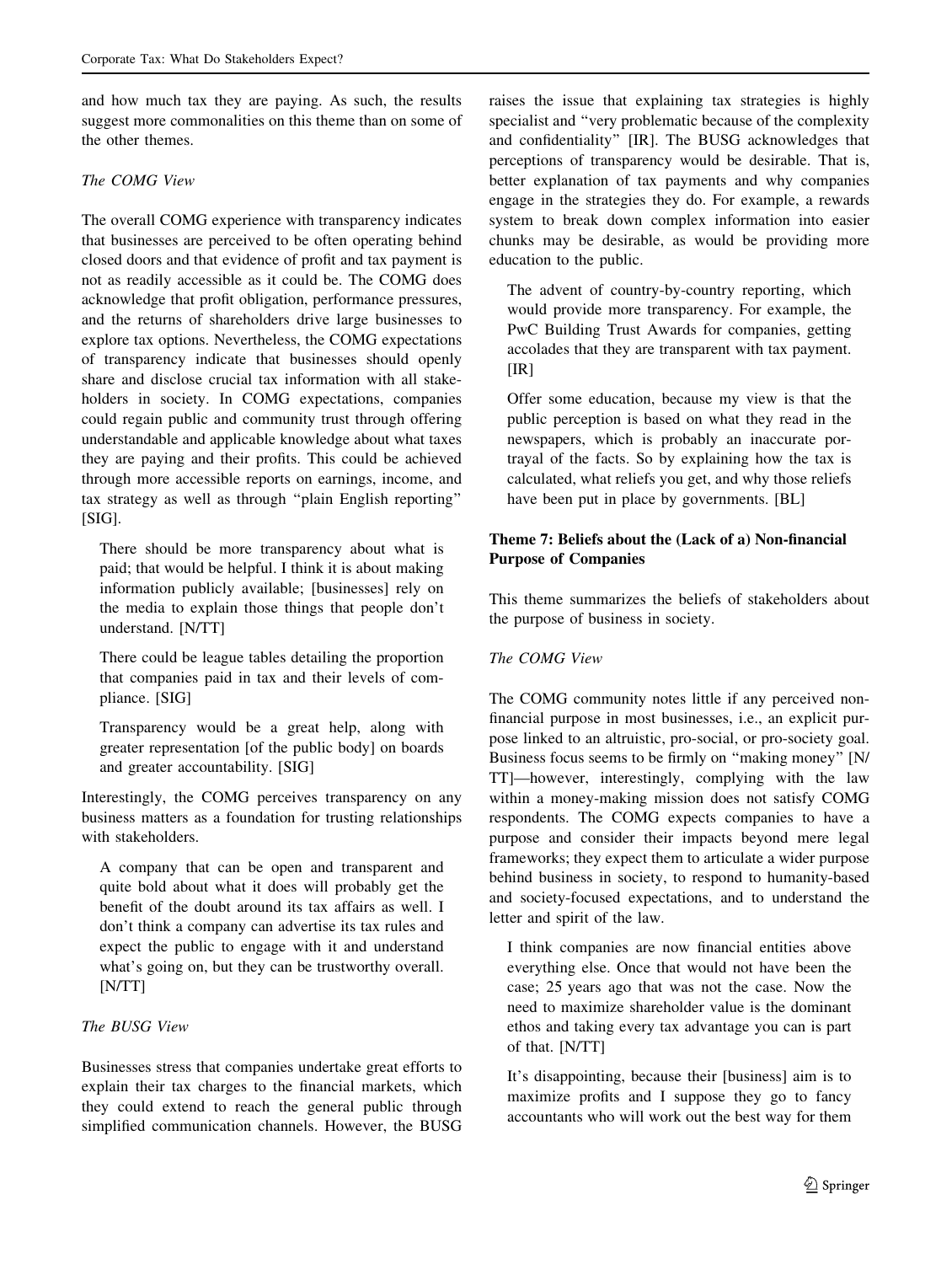and how much tax they are paying. As such, the results suggest more commonalities on this theme than on some of the other themes.

*The COMG View*

The overall COMG experience with transparency indicates that businesses are perceived to be often operating behind closed doors and that evidence of profit and tax payment is not as readily accessible as it could be. The COMG does acknowledge that profit obligation, performance pressures, and the returns of shareholders drive large businesses to explore tax options. Nevertheless, the COMG expectations of transparency indicate that businesses should openly share and disclose crucial tax information with all stakeholders in society. In COMG expectations, companies could regain public and community trust through offering understandable and applicable knowledge about what taxes they are paying and their profits. This could be achieved through more accessible reports on earnings, income, and tax strategy as well as through "plain English reporting" [SIG].

> There should be more transparency about what is paid; that would be helpful. I think it is about making information publicly available; [businesses] rely on the media to explain those things that people don't understand. [N/TT]

> There could be league tables detailing the proportion that companies paid in tax and their levels of compliance. [SIG]

> Transparency would be a great help, along with greater representation [of the public body] on boards and greater accountability. [SIG]

Interestingly, the COMG perceives transparency on any business matters as a foundation for trusting relationships with stakeholders.

> A company that can be open and transparent and quite bold about what it does will probably get the benefit of the doubt around its tax affairs as well. I don't think a company can advertise its tax rules and expect the public to engage with it and understand what's going on, but they can be trustworthy overall. [N/TT]

*The BUSG View*

Businesses stress that companies undertake great efforts to explain their tax charges to the financial markets, which they could extend to reach the general public through simplified communication channels. However, the BUSG raises the issue that explaining tax strategies is highly specialist and "very problematic because of the complexity and confidentiality" [IR]. The BUSG acknowledges that perceptions of transparency would be desirable. That is, better explanation of tax payments and why companies engage in the strategies they do. For example, a rewards system to break down complex information into easier chunks may be desirable, as would be providing more education to the public.

> The advent of country-by-country reporting, which would provide more transparency. For example, the PwC Building Trust Awards for companies, getting accolades that they are transparent with tax payment. [IR]

> Offer some education, because my view is that the public perception is based on what they read in the newspapers, which is probably an inaccurate portrayal of the facts. So by explaining how the tax is calculated, what reliefs you get, and why those reliefs have been put in place by governments. [BL]

### Theme 7: Beliefs about the (Lack of a) Non-financial Purpose of Companies

This theme summarizes the beliefs of stakeholders about the purpose of business in society.

*The COMG View*

The COMG community notes little if any perceived non-financial purpose in most businesses, i.e., an explicit purpose linked to an altruistic, pro-social, or pro-society goal. Business focus seems to be firmly on "making money" [N/TT]—however, interestingly, complying with the law within a money-making mission does not satisfy COMG respondents. The COMG expects companies to have a purpose and consider their impacts beyond mere legal frameworks; they expect them to articulate a wider purpose behind business in society, to respond to humanity-based and society-focused expectations, and to understand the letter and spirit of the law.

> I think companies are now financial entities above everything else. Once that would not have been the case; 25 years ago that was not the case. Now the need to maximize shareholder value is the dominant ethos and taking every tax advantage you can is part of that. [N/TT]

> It's disappointing, because their [business] aim is to maximize profits and I suppose they go to fancy accountants who will work out the best way for them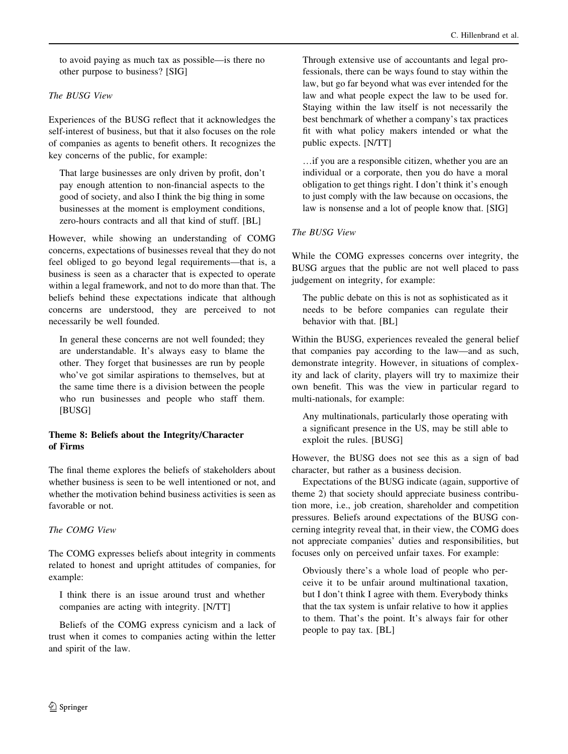to avoid paying as much tax as possible—is there no other purpose to business? [SIG]

*The BUSG View*

Experiences of the BUSG reflect that it acknowledges the self-interest of business, but that it also focuses on the role of companies as agents to benefit others. It recognizes the key concerns of the public, for example:

> That large businesses are only driven by profit, don't pay enough attention to non-financial aspects to the good of society, and also I think the big thing in some businesses at the moment is employment conditions, zero-hours contracts and all that kind of stuff. [BL]

However, while showing an understanding of COMG concerns, expectations of businesses reveal that they do not feel obliged to go beyond legal requirements—that is, a business is seen as a character that is expected to operate within a legal framework, and not to do more than that. The beliefs behind these expectations indicate that although concerns are understood, they are perceived to not necessarily be well founded.

> In general these concerns are not well founded; they are understandable. It's always easy to blame the other. They forget that businesses are run by people who've got similar aspirations to themselves, but at the same time there is a division between the people who run businesses and people who staff them. [BUSG]

### Theme 8: Beliefs about the Integrity/Character of Firms

The final theme explores the beliefs of stakeholders about whether business is seen to be well intentioned or not, and whether the motivation behind business activities is seen as favorable or not.

*The COMG View*

The COMG expresses beliefs about integrity in comments related to honest and upright attitudes of companies, for example:

> I think there is an issue around trust and whether companies are acting with integrity. [N/TT]

Beliefs of the COMG express cynicism and a lack of trust when it comes to companies acting within the letter and spirit of the law.

> Through extensive use of accountants and legal professionals, there can be ways found to stay within the law, but go far beyond what was ever intended for the law and what people expect the law to be used for. Staying within the law itself is not necessarily the best benchmark of whether a company's tax practices fit with what policy makers intended or what the public expects. [N/TT]

> …if you are a responsible citizen, whether you are an individual or a corporate, then you do have a moral obligation to get things right. I don't think it's enough to just comply with the law because on occasions, the law is nonsense and a lot of people know that. [SIG]

*The BUSG View*

While the COMG expresses concerns over integrity, the BUSG argues that the public are not well placed to pass judgement on integrity, for example:

> The public debate on this is not as sophisticated as it needs to be before companies can regulate their behavior with that. [BL]

Within the BUSG, experiences revealed the general belief that companies pay according to the law—and as such, demonstrate integrity. However, in situations of complexity and lack of clarity, players will try to maximize their own benefit. This was the view in particular regard to multi-nationals, for example:

> Any multinationals, particularly those operating with a significant presence in the US, may be still able to exploit the rules. [BUSG]

However, the BUSG does not see this as a sign of bad character, but rather as a business decision.

Expectations of the BUSG indicate (again, supportive of theme 2) that society should appreciate business contribution more, i.e., job creation, shareholder and competition pressures. Beliefs around expectations of the BUSG concerning integrity reveal that, in their view, the COMG does not appreciate companies' duties and responsibilities, but focuses only on perceived unfair taxes. For example:

> Obviously there's a whole load of people who perceive it to be unfair around multinational taxation, but I don't think I agree with them. Everybody thinks that the tax system is unfair relative to how it applies to them. That's the point. It's always fair for other people to pay tax. [BL]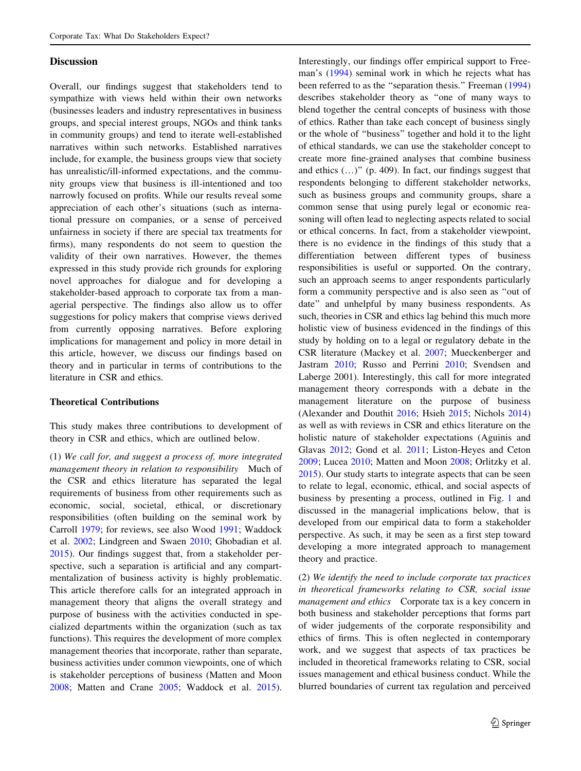## Discussion

Overall, our findings suggest that stakeholders tend to sympathize with views held within their own networks (businesses leaders and industry representatives in business groups, and special interest groups, NGOs and think tanks in community groups) and tend to iterate well-established narratives within such networks. Established narratives include, for example, the business groups view that society has unrealistic/ill-informed expectations, and the community groups view that business is ill-intentioned and too narrowly focused on profits. While our results reveal some appreciation of each other's situations (such as international pressure on companies, or a sense of perceived unfairness in society if there are special tax treatments for firms), many respondents do not seem to question the validity of their own narratives. However, the themes expressed in this study provide rich grounds for exploring novel approaches for dialogue and for developing a stakeholder-based approach to corporate tax from a managerial perspective. The findings also allow us to offer suggestions for policy makers that comprise views derived from currently opposing narratives. Before exploring implications for management and policy in more detail in this article, however, we discuss our findings based on theory and in particular in terms of contributions to the literature in CSR and ethics.

### Theoretical Contributions

This study makes three contributions to development of theory in CSR and ethics, which are outlined below.

(1) *We call for, and suggest a process of, more integrated management theory in relation to responsibility* Much of the CSR and ethics literature has separated the legal requirements of business from other requirements such as economic, social, societal, ethical, or discretionary responsibilities (often building on the seminal work by Carroll 1979; for reviews, see also Wood 1991; Waddock et al. 2002; Lindgreen and Swaen 2010; Ghobadian et al. 2015). Our findings suggest that, from a stakeholder perspective, such a separation is artificial and any compartmentalization of business activity is highly problematic. This article therefore calls for an integrated approach in management theory that aligns the overall strategy and purpose of business with the activities conducted in specialized departments within the organization (such as tax functions). This requires the development of more complex management theories that incorporate, rather than separate, business activities under common viewpoints, one of which is stakeholder perceptions of business (Matten and Moon 2008; Matten and Crane 2005; Waddock et al. 2015). Interestingly, our findings offer empirical support to Freeman's (1994) seminal work in which he rejects what has been referred to as the "separation thesis." Freeman (1994) describes stakeholder theory as "one of many ways to blend together the central concepts of business with those of ethics. Rather than take each concept of business singly or the whole of "business" together and hold it to the light of ethical standards, we can use the stakeholder concept to create more fine-grained analyses that combine business and ethics (…)" (p. 409). In fact, our findings suggest that respondents belonging to different stakeholder networks, such as business groups and community groups, share a common sense that using purely legal or economic reasoning will often lead to neglecting aspects related to social or ethical concerns. In fact, from a stakeholder viewpoint, there is no evidence in the findings of this study that a differentiation between different types of business responsibilities is useful or supported. On the contrary, such an approach seems to anger respondents particularly form a community perspective and is also seen as "out of date" and unhelpful by many business respondents. As such, theories in CSR and ethics lag behind this much more holistic view of business evidenced in the findings of this study by holding on to a legal or regulatory debate in the CSR literature (Mackey et al. 2007; Mueckenberger and Jastram 2010; Russo and Perrini 2010; Svendsen and Laberge 2001). Interestingly, this call for more integrated management theory corresponds with a debate in the management literature on the purpose of business (Alexander and Douthit 2016; Hsieh 2015; Nichols 2014) as well as with reviews in CSR and ethics literature on the holistic nature of stakeholder expectations (Aguinis and Glavas 2012; Gond et al. 2011; Liston-Heyes and Ceton 2009; Lucea 2010; Matten and Moon 2008; Orlitzky et al. 2015). Our study starts to integrate aspects that can be seen to relate to legal, economic, ethical, and social aspects of business by presenting a process, outlined in Fig. 1 and discussed in the managerial implications below, that is developed from our empirical data to form a stakeholder perspective. As such, it may be seen as a first step toward developing a more integrated approach to management theory and practice.

(2) *We identify the need to include corporate tax practices in theoretical frameworks relating to CSR, social issue management and ethics* Corporate tax is a key concern in both business and stakeholder perceptions that forms part of wider judgements of the corporate responsibility and ethics of firms. This is often neglected in contemporary work, and we suggest that aspects of tax practices be included in theoretical frameworks relating to CSR, social issues management and ethical business conduct. While the blurred boundaries of current tax regulation and perceived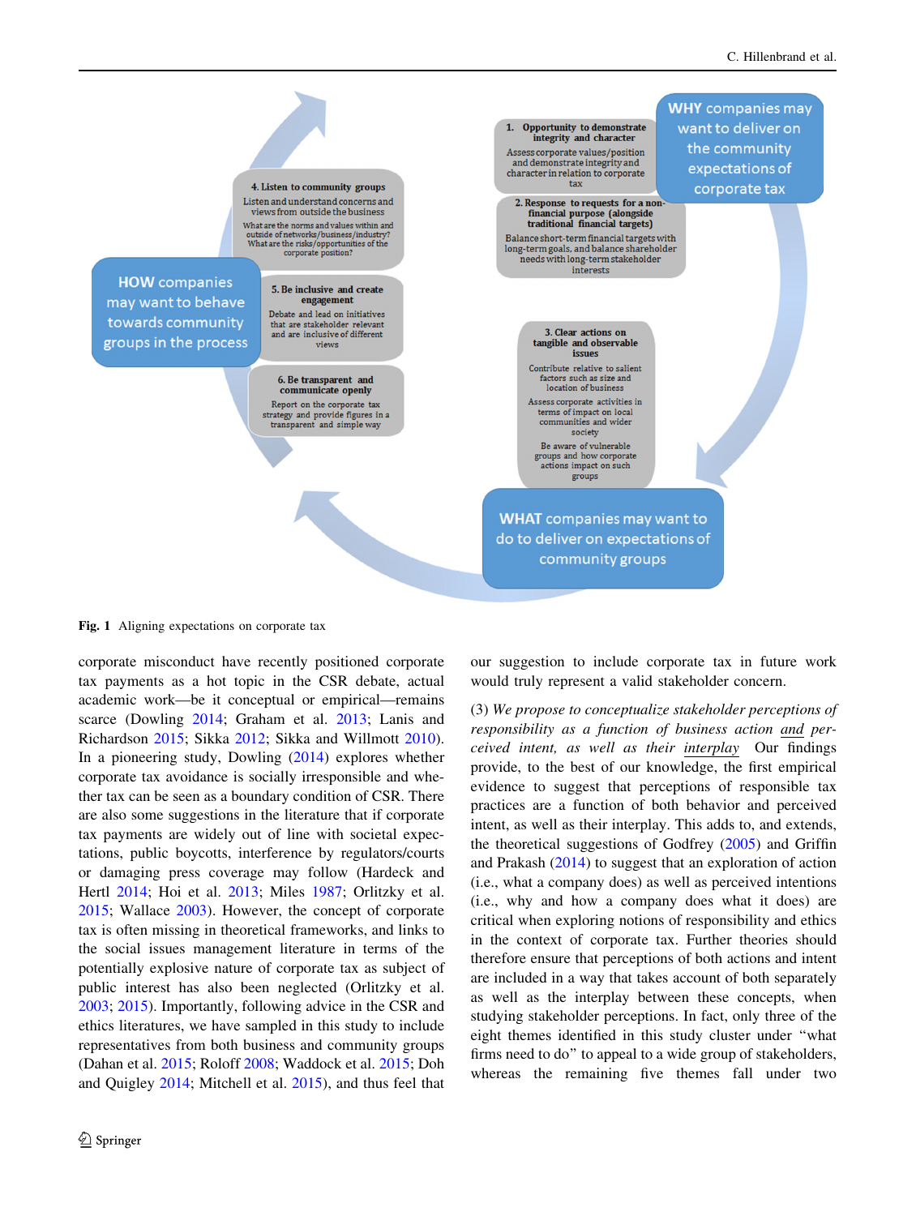**Fig. 1** Aligning expectations on corporate tax

corporate misconduct have recently positioned corporate tax payments as a hot topic in the CSR debate, actual academic work—be it conceptual or empirical—remains scarce (Dowling 2014; Graham et al. 2013; Lanis and Richardson 2015; Sikka 2012; Sikka and Willmott 2010). In a pioneering study, Dowling (2014) explores whether corporate tax avoidance is socially irresponsible and whether their tax can be seen as a boundary condition of CSR. There are also some suggestions in the literature that if corporate tax payments are widely out of line with societal expectations, public boycotts, interference by regulators/courts or damaging press coverage may follow (Hardeck and Hertl 2014; Hoi et al. 2013; Miles 1987; Orlitzky et al. 2015; Wallace 2003). However, the concept of corporate tax is often missing in theoretical frameworks, and links to the social issues management literature in terms of the potentially explosive nature of corporate tax as subject of public interest has also been neglected (Orlitzky et al. 2003; 2015). Importantly, following advice in the CSR and ethics literatures, we have sampled in this study to include representatives from both business and community groups (Dahan et al. 2015; Roloff 2008; Waddock et al. 2015; Doh and Quigley 2014; Mitchell et al. 2015), and thus feel that our suggestion to include corporate tax in future work would truly represent a valid stakeholder concern.

(3) *We propose to conceptualize stakeholder perceptions of responsibility as a function of business action* ***and*** *perceived intent, as well as their* *interplay* Our findings provide, to the best of our knowledge, the first empirical evidence to suggest that perceptions of responsible tax practices are a function of both behavior and perceived intent, as well as their interplay. This adds to, and extends, the theoretical suggestions of Godfrey (2005) and Griffin and Prakash (2014) to suggest that an exploration of action (i.e., what a company does) as well as perceived intentions (i.e., why and how a company does what it does) are critical when exploring notions of responsibility and ethics in the context of corporate tax. Further theories should therefore ensure that perceptions of both actions and intent are included in a way that takes account of both separately as well as the interplay between these concepts, when studying stakeholder perceptions. In fact, only three of the eight themes identified in this study cluster under "what firms need to do" to appeal to a wide group of stakeholders, whereas the remaining five themes fall under two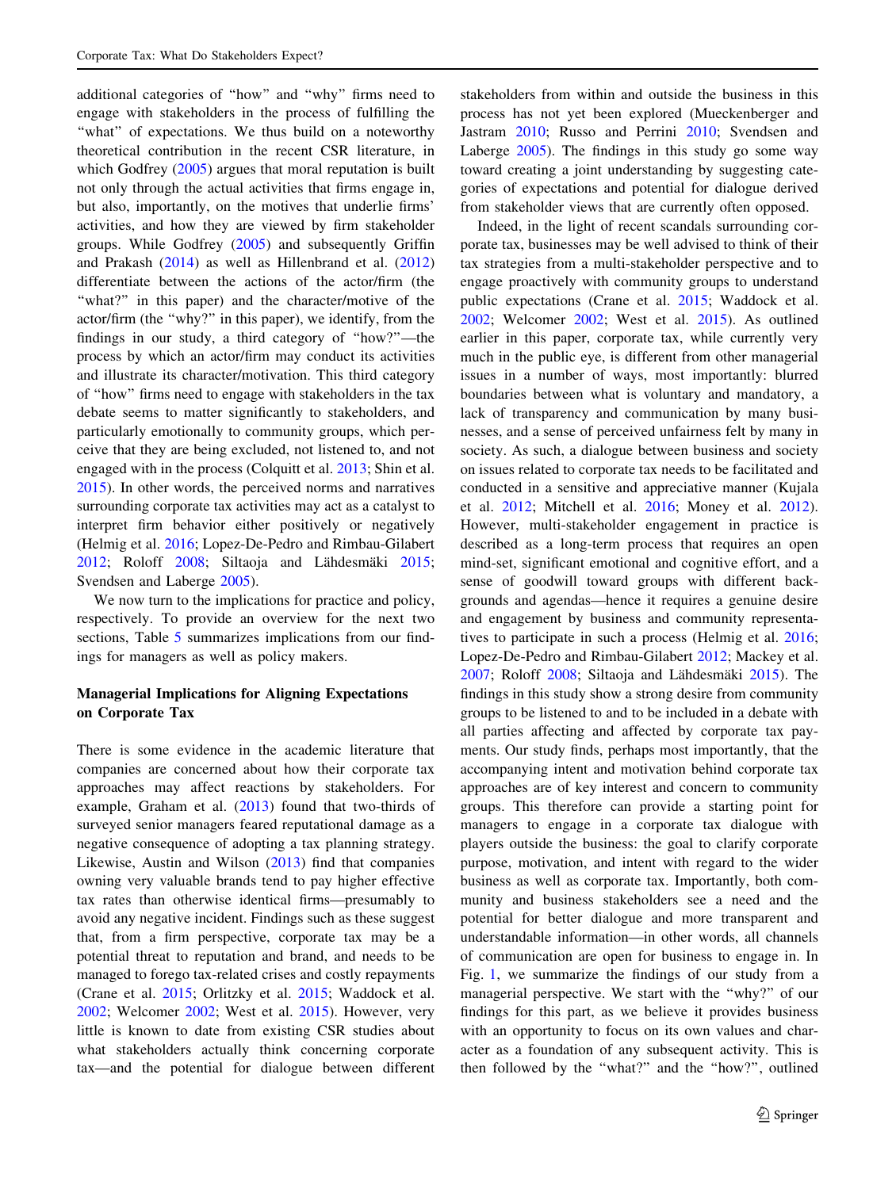additional categories of "how" and "why" firms need to engage with stakeholders in the process of fulfilling the "what" of expectations. We thus build on a noteworthy theoretical contribution in the recent CSR literature, in which Godfrey (2005) argues that moral reputation is built not only through the actual activities that firms engage in, but also, importantly, on the motives that underlie firms' activities, and how they are viewed by firm stakeholder groups. While Godfrey (2005) and subsequently Griffin and Prakash (2014) as well as Hillenbrand et al. (2012) differentiate between the actions of the actor/firm (the "what?" in this paper) and the character/motive of the actor/firm (the "why?" in this paper), we identify, from the findings in our study, a third category of "how?"—the process by which an actor/firm may conduct its activities and illustrate its character/motivation. This third category of "how" firms need to engage with stakeholders in the tax debate seems to matter significantly to stakeholders, and particularly emotionally to community groups, which perceive that they are being excluded, not listened to, and not engaged with in the process (Colquitt et al. 2013; Shin et al. 2015). In other words, the perceived norms and narratives surrounding corporate tax activities may act as a catalyst to interpret firm behavior either positively or negatively (Helmig et al. 2016; Lopez-De-Pedro and Rimbau-Gilabert 2012; Roloff 2008; Siltaoja and Lähdesmäki 2015; Svendsen and Laberge 2005).

We now turn to the implications for practice and policy, respectively. To provide an overview for the next two sections, Table 5 summarizes implications from our findings for managers as well as policy makers.

### Managerial Implications for Aligning Expectations on Corporate Tax

There is some evidence in the academic literature that companies are concerned about how their corporate tax approaches may affect reactions by stakeholders. For example, Graham et al. (2013) found that two-thirds of surveyed senior managers feared reputational damage as a negative consequence of adopting a tax planning strategy. Likewise, Austin and Wilson (2013) find that companies owning very valuable brands tend to pay higher effective tax rates than otherwise identical firms—presumably to avoid any negative incident. Findings such as these suggest that, from a firm perspective, corporate tax may be a potential threat to reputation and brand, and needs to be managed to forego tax-related crises and costly repayments (Crane et al. 2015; Orlitzky et al. 2015; Waddock et al. 2002; Welcomer 2002; West et al. 2015). However, very little is known to date from existing CSR studies about what stakeholders actually think concerning corporate tax—and the potential for dialogue between different stakeholders from within and outside the business in this process has not yet been explored (Mueckenberger and Jastram 2010; Russo and Perrini 2010; Svendsen and Laberge 2005). The findings in this study go some way toward creating a joint understanding by suggesting categories of expectations and potential for dialogue derived from stakeholder views that are currently often opposed.

Indeed, in the light of recent scandals surrounding corporate tax, businesses may be well advised to think of their tax strategies from a multi-stakeholder perspective and to engage proactively with community groups to understand public expectations (Crane et al. 2015; Waddock et al. 2002; Welcomer 2002; West et al. 2015). As outlined earlier in this paper, corporate tax, while currently very much in the public eye, is different from other managerial issues in a number of ways, most importantly: blurred boundaries between what is voluntary and mandatory, a lack of transparency and communication by many businesses, and a sense of perceived unfairness felt by many in society. As such, a dialogue between business and society on issues related to corporate tax needs to be facilitated and conducted in a sensitive and appreciative manner (Kujala et al. 2012; Mitchell et al. 2016; Money et al. 2012). However, multi-stakeholder engagement in practice is described as a long-term process that requires an open mind-set, significant emotional and cognitive effort, and a sense of goodwill toward groups with different backgrounds and agendas—hence it requires a genuine desire and engagement by business and community representatives to participate in such a process (Helmig et al. 2016; Lopez-De-Pedro and Rimbau-Gilabert 2012; Mackey et al. 2007; Roloff 2008; Siltaoja and Lähdesmäki 2015). The findings in this study show a strong desire from community groups to be listened to and to be included in a debate with all parties affecting and affected by corporate tax payments. Our study finds, perhaps most importantly, that the accompanying intent and motivation behind corporate tax approaches are of key interest and concern to community groups. This therefore can provide a starting point for managers to engage in a corporate tax dialogue with players outside the business: the goal to clarify corporate purpose, motivation, and intent with regard to the wider business as well as corporate tax. Importantly, both community and business stakeholders see a need and the potential for better dialogue and more transparent and understandable information—in other words, all channels of communication are open for business to engage in. In Fig. 1, we summarize the findings of our study from a managerial perspective. We start with the "why?" of our findings for this part, as we believe it provides business with an opportunity to focus on its own values and character as a foundation of any subsequent activity. This is then followed by the "what?" and the "how?", outlined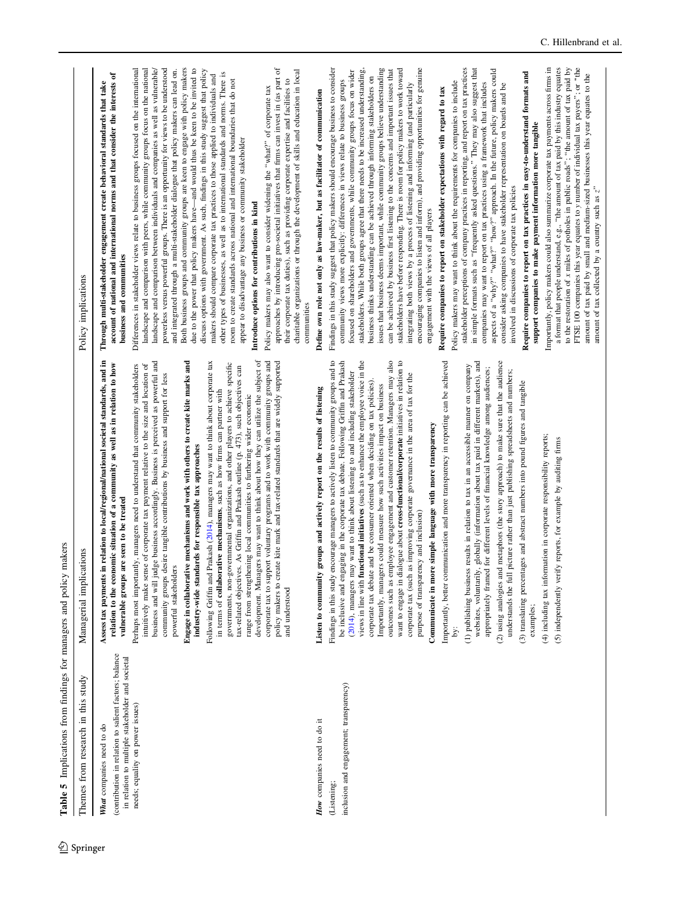**Table 5** Implications from findings for managers and policy makers

| Themes from research in this study | Managerial implications | Policy implications |
|---|---|---|
| *What* companies need to do<br>(contribution in relation to salient factors; balance in relation to multiple stakeholder and societal needs; equality on power issues) | **Assess tax payments in relation to local/regional/national societal standards, and in relation to the economic situation of a community as well as in relation to how vulnerable groups are seen to be treated**<br>Perhaps most importantly, managers need to understand that community stakeholders intuitively make sense of corporate tax payment relative to the size and location of business and will judge business accordingly. Business is perceived as powerful and community groups desire tangible contributions by business and support for less powerful stakeholders<br>**Engage in collaborative mechanisms and work with others to create kite marks and industry-wide standards for responsible tax approaches**<br>Following Griffin and Prakash (2014), managers may want to think about corporate tax in terms of **collaborative mechanisms**, such as how firms can partner with governments, non-governmental organizations, and other players to achieve specific tax-related objectives. As Griffin and Prakash outline (p. 473), such objectives can range from strengthening local communities to furthering wider economic development. Managers may want to think about how they can utilize the subject of corporate tax to support voluntary programs and to work with community groups and policy makers to create kite mark and tax-related standards that are widely supported and understood | **Through multi-stakeholder engagement create behavioral standards that take account of national and international norms and that consider the interests of business and communities**<br>Differences in stakeholder views relate to business groups focused on the international landscape and comparison with peers, while community groups focus on the national landscape and comparison between individuals and companies as well as vulnerable/powerless versus powerful groups. There is an opportunity for views to be understood and integrated through a multi-stakeholder dialogue that policy makers can lead on. Both business groups and community groups are keen to engage with policy makers due to the power that policy makers have—and would thus be keen to be invited to discuss options with government. As such, findings in this study suggest that policy makers should compare corporate tax practices to those applied to individuals and other types of businesses, as well as to international standards and norms. There is room to create standards across national and international boundaries that do not appear to disadvantage any business or community stakeholder<br>**Introduce options for contributions in kind**<br>Policy makers may also want to consider widening the "what?" of corporate tax approaches by introducing pro-societal initiatives that firms can invest in (as part of their corporate tax duties), such as providing corporate expertise and facilities to charitable organizations or through the development of skills and education in local communities |
| *How* companies need to do it<br>(Listening; inclusion and engagement; transparency) | **Listen to community groups and actively report on the results of listening**<br>Findings in this study encourage managers to actively listen to community groups and to be inclusive and engaging in the corporate tax debate. Following Griffin and Prakash (2014), managers may want to think about listening to and including stakeholder views in line with **functional initiatives** (such as to enhance the employee voice in the corporate tax debate and be consumer oriented when deciding on tax policies). Importantly, managers could measure how such activities impact on business outcomes such as employee engagement and customer retention. Managers may also want to engage in dialogue about **cross-functional/corporate** initiatives in relation to corporate tax (such as improving corporate governance in the area of tax for the purpose of transparency and inclusion)<br>**Communicate in more simple language with more transparency**<br>Importantly, better communication and more transparency in reporting can be achieved by:<br>(1) publishing business results in relation to tax in an accessible manner on company websites, voluntarily, globally (information about tax paid in different markets), and appropriately framed for different levels of financial knowledge among audiences;<br>(2) using analogies and metaphors (the story approach) to make sure that the audience understands the full picture rather than just publishing spreadsheets and numbers;<br>(3) translating percentages and abstract numbers into pound figures and tangible examples;<br>(4) including tax information in corporate responsibility reports;<br>(5) independently verify reports, for example by auditing firms | **Define own role not only as law-maker, but as facilitator of communication**<br>Findings in this study suggest that policy makers should encourage business to consider community views more explicitly: differences in views relate to business groups focused on shareholders and governments, while community groups focus on wider stakeholders. While both groups agree that there needs to be increased understanding, business thinks understanding can be achieved through informing stakeholders on issues that business deems important, while community groups believe understanding can be achieved by business first listening to the concerns and important issues that stakeholders have before responding. There is room for policy makers to work toward integrating both views by a process of listening and informing (and particularly encouraging companies to listen and inform), and providing opportunities for genuine engagement with the views of all players<br>**Require companies to report on stakeholder expectations with regard to tax**<br>Policy makers may want to think about the requirements for companies to include stakeholder perceptions of company practices in reporting, and report on tax practices in simple formats such as "frequently asked questions." They may also suggest that companies may want to report on tax practices using a framework that includes aspects of a "why?" "what?" "how?" approach. In the future, policy makers could consider asking companies to have stakeholder representation on boards and be involved in discussions of corporate tax policies<br>**Require companies to report on tax practices in easy-to-understand formats and support companies to make payment information more tangible**<br>Importantly, policy makers could also summarize corporate tax payments across firms in a format that people understand, e.g., "the amount of tax paid by this industry equates to the restoration of *x* miles of potholes in public roads"; "the amount of tax paid by FTSE 100 companies this year equates to *y* number of individual tax payers"; or "the amount of tax paid by small and medium-sized businesses this year equates to the amount of tax collected by a country such as *z*" |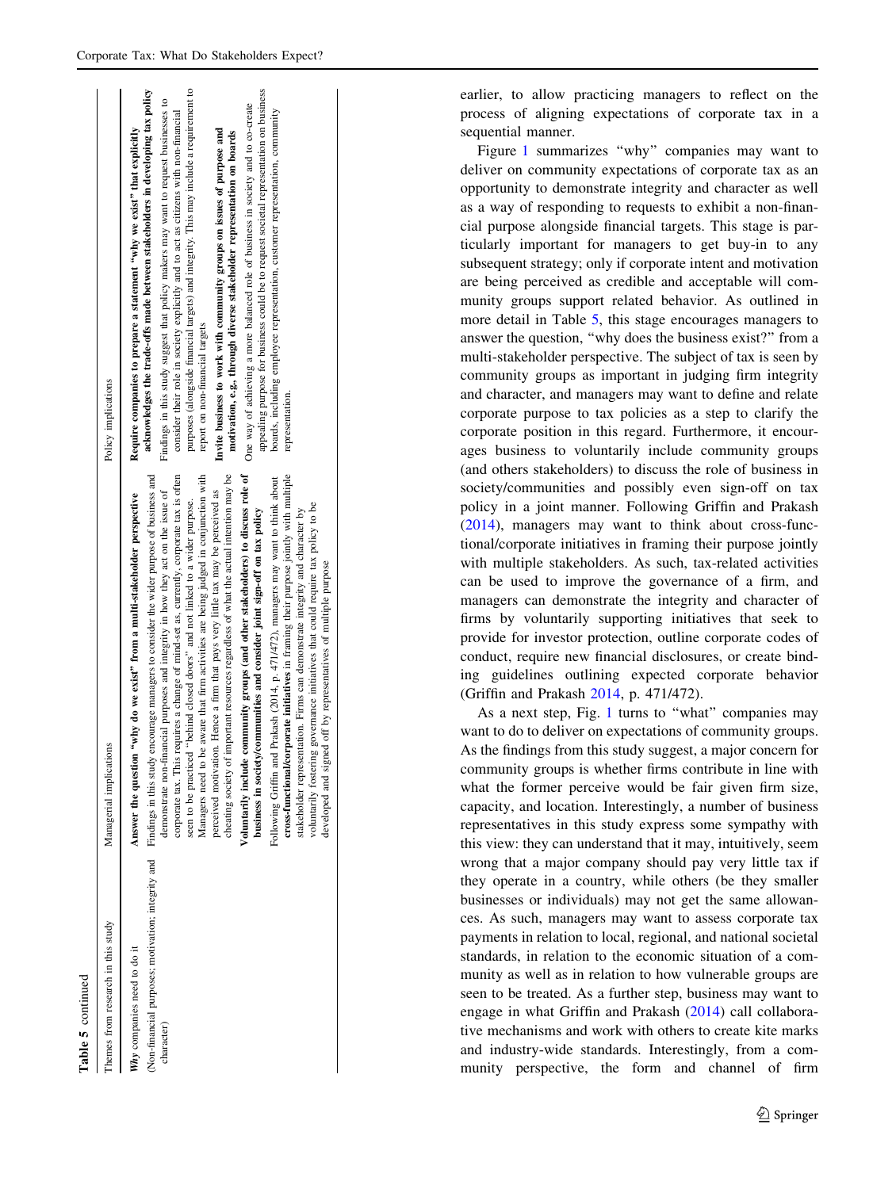**Table 5** continued

| Themes from research in this study | Managerial implications | Policy implications |
| --- | --- | --- |
| *Why* companies need to do it<br>(Non-financial purposes; motivation; integrity and character) | **Answer the question "why do we exist" from a multi-stakeholder perspective**<br>Findings in this study encourage managers to consider the wider purpose of business and demonstrate non-financial purposes and integrity in how they act on the issue of corporate tax. This requires a change of mind-set as, currently, corporate tax is often seen to be practiced "behind closed doors" and not linked to a wider purpose. Managers need to be aware that firm activities are being judged in conjunction with perceived motivation. Hence a firm that pays very little tax may be perceived as cheating society of important resources regardless of what the actual intention may be<br>**Voluntarily include community groups (and other stakeholders) to discuss role of business in society/communities and consider joint sign-off on tax policy**<br>Following Griffin and Prakash (2014, p. 471/472), managers may want to think about **cross-functional/corporate initiatives** in framing their purpose jointly with multiple stakeholder representation. Firms can demonstrate integrity and character by voluntarily fostering governance initiatives that could require tax policy to be developed and signed off by representatives of multiple purpose | **Require companies to prepare a statement "why we exist" that explicitly acknowledges the trade-offs made between stakeholders in developing tax policy**<br>Findings in this study suggest that policy makers may want to request businesses to consider their role in society explicitly and to act as citizens with non-financial purposes (alongside financial targets) and integrity. This may include a requirement to report on non-financial targets<br>**Invite business to work with community groups on issues of purpose and motivation, e.g., through diverse stakeholder representation on boards**<br>One way of achieving a more balanced role of business in society and to co-create appealing purpose for business could be to request societal representation on business boards, including employee representation, customer representation, community representation. |

earlier, to allow practicing managers to reflect on the process of aligning expectations of corporate tax in a sequential manner.

Figure 1 summarizes "why" companies may want to deliver on community expectations of corporate tax as an opportunity to demonstrate integrity and character as well as a way of responding to requests to exhibit a non-financial purpose alongside financial targets. This stage is particularly important for managers to get buy-in to any subsequent strategy; only if corporate intent and motivation are being perceived as credible and acceptable will community groups support related behavior. As outlined in more detail in Table 5, this stage encourages managers to answer the question, "why does the business exist?" from a multi-stakeholder perspective. The subject of tax is seen by community groups as important in judging firm integrity and character, and managers may want to define and relate corporate purpose to tax policies as a step to clarify the corporate position in this regard. Furthermore, it encourages business to voluntarily include community groups (and others stakeholders) to discuss the role of business in society/communities and possibly even sign-off on tax policy in a joint manner. Following Griffin and Prakash (2014), managers may want to think about cross-functional/corporate initiatives in framing their purpose jointly with multiple stakeholders. As such, tax-related activities can be used to improve the governance of a firm, and managers can demonstrate the integrity and character of firms by voluntarily supporting initiatives that seek to provide for investor protection, outline corporate codes of conduct, require new financial disclosures, or create binding guidelines outlining expected corporate behavior (Griffin and Prakash 2014, p. 471/472).

As a next step, Fig. 1 turns to "what" companies may want to do to deliver on expectations of community groups. As the findings from this study suggest, a major concern for community groups is whether firms contribute in line with what the former perceive would be fair given firm size, capacity, and location. Interestingly, a number of business representatives in this study express some sympathy with this view: they can understand that it may, intuitively, seem wrong that a major company should pay very little tax if they operate in a country, while others (be they smaller businesses or individuals) may not get the same allowances. As such, managers may want to assess corporate tax payments in relation to local, regional, and national societal standards, in relation to the economic situation of a community as well as in relation to how vulnerable groups are seen to be treated. As a further step, business may want to engage in what Griffin and Prakash (2014) call collaborative mechanisms and work with others to create kite marks and industry-wide standards. Interestingly, from a community perspective, the form and channel of firm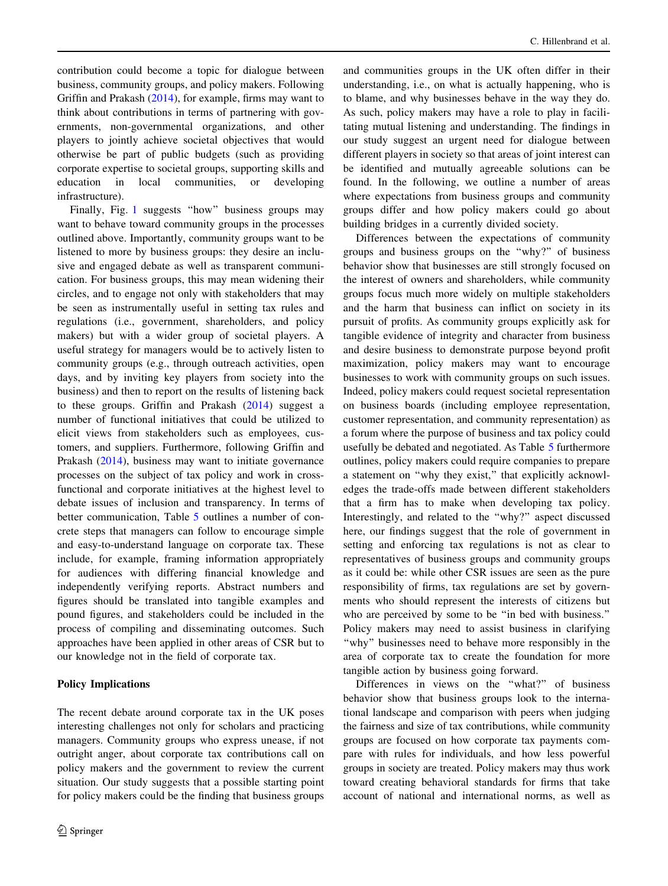contribution could become a topic for dialogue between business, community groups, and policy makers. Following Griffin and Prakash (2014), for example, firms may want to think about contributions in terms of partnering with governments, non-governmental organizations, and other players to jointly achieve societal objectives that would otherwise be part of public budgets (such as providing corporate expertise to societal groups, supporting skills and education in local communities, or developing infrastructure).

Finally, Fig. 1 suggests "how" business groups may want to behave toward community groups in the processes outlined above. Importantly, community groups want to be listened to more by business groups: they desire an inclusive and engaged debate as well as transparent communication. For business groups, this may mean widening their circles, and to engage not only with stakeholders that may be seen as instrumentally useful in setting tax rules and regulations (i.e., government, shareholders, and policy makers) but with a wider group of societal players. A useful strategy for managers would be to actively listen to community groups (e.g., through outreach activities, open days, and by inviting key players from society into the business) and then to report on the results of listening back to these groups. Griffin and Prakash (2014) suggest a number of functional initiatives that could be utilized to elicit views from stakeholders such as employees, customers, and suppliers. Furthermore, following Griffin and Prakash (2014), business may want to initiate governance processes on the subject of tax policy and work in cross-functional and corporate initiatives at the highest level to debate issues of inclusion and transparency. In terms of better communication, Table 5 outlines a number of concrete steps that managers can follow to encourage simple and easy-to-understand language on corporate tax. These include, for example, framing information appropriately for audiences with differing financial knowledge and independently verifying reports. Abstract numbers and figures should be translated into tangible examples and pound figures, and stakeholders could be included in the process of compiling and disseminating outcomes. Such approaches have been applied in other areas of CSR but to our knowledge not in the field of corporate tax.

## Policy Implications

The recent debate around corporate tax in the UK poses interesting challenges not only for scholars and practicing managers. Community groups who express unease, if not outright anger, about corporate tax contributions call on policy makers and the government to review the current situation. Our study suggests that a possible starting point for policy makers could be the finding that business groups and communities groups in the UK often differ in their understanding, i.e., on what is actually happening, who is to blame, and why businesses behave in the way they do. As such, policy makers may have a role to play in facilitating mutual listening and understanding. The findings in our study suggest an urgent need for dialogue between different players in society so that areas of joint interest can be identified and mutually agreeable solutions can be found. In the following, we outline a number of areas where expectations from business groups and community groups differ and how policy makers could go about building bridges in a currently divided society.

Differences between the expectations of community groups and business groups on the "why?" of business behavior show that businesses are still strongly focused on the interest of owners and shareholders, while community groups focus much more widely on multiple stakeholders and the harm that business can inflict on society in its pursuit of profits. As community groups explicitly ask for tangible evidence of integrity and character from business and desire business to demonstrate purpose beyond profit maximization, policy makers may want to encourage businesses to work with community groups on such issues. Indeed, policy makers could request societal representation on business boards (including employee representation, customer representation, and community representation) as a forum where the purpose of business and tax policy could usefully be debated and negotiated. As Table 5 furthermore outlines, policy makers could require companies to prepare a statement on "why they exist," that explicitly acknowledges the trade-offs made between different stakeholders that a firm has to make when developing tax policy. Interestingly, and related to the "why?" aspect discussed here, our findings suggest that the role of government in setting and enforcing tax regulations is not as clear to representatives of business groups and community groups as it could be: while other CSR issues are seen as the pure responsibility of firms, tax regulations are set by governments who should represent the interests of citizens but who are perceived by some to be "in bed with business." Policy makers may need to assist business in clarifying "why" businesses need to behave more responsibly in the area of corporate tax to create the foundation for more tangible action by business going forward.

Differences in views on the "what?" of business behavior show that business groups look to the international landscape and comparison with peers when judging the fairness and size of tax contributions, while community groups are focused on how corporate tax payments compare with rules for individuals, and how less powerful groups in society are treated. Policy makers may thus work toward creating behavioral standards for firms that take account of national and international norms, as well as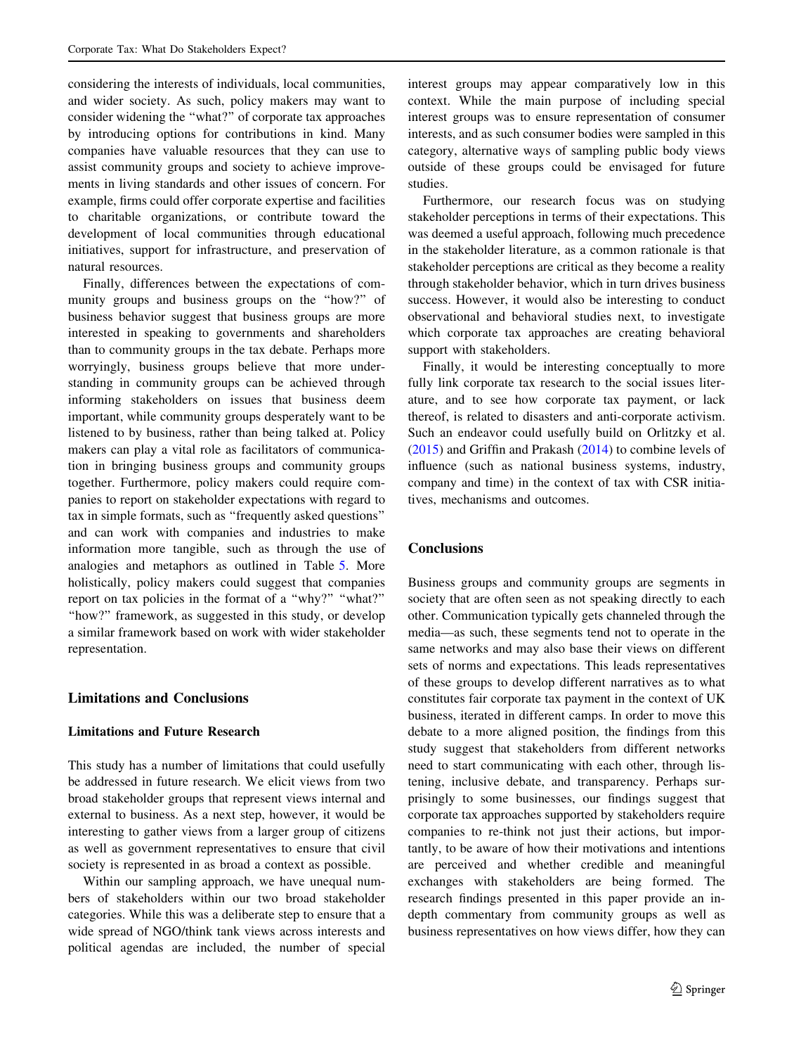considering the interests of individuals, local communities, and wider society. As such, policy makers may want to consider widening the "what?" of corporate tax approaches by introducing options for contributions in kind. Many companies have valuable resources that they can use to assist community groups and society to achieve improvements in living standards and other issues of concern. For example, firms could offer corporate expertise and facilities to charitable organizations, or contribute toward the development of local communities through educational initiatives, support for infrastructure, and preservation of natural resources.

Finally, differences between the expectations of community groups and business groups on the "how?" of business behavior suggest that business groups are more interested in speaking to governments and shareholders than to community groups in the tax debate. Perhaps more worryingly, business groups believe that more understanding in community groups can be achieved through informing stakeholders on issues that business deem important, while community groups desperately want to be listened to by business, rather than being talked at. Policy makers can play a vital role as facilitators of communication in bringing business groups and community groups together. Furthermore, policy makers could require companies to report on stakeholder expectations with regard to tax in simple formats, such as "frequently asked questions" and can work with companies and industries to make information more tangible, such as through the use of analogies and metaphors as outlined in Table 5. More holistically, policy makers could suggest that companies report on tax policies in the format of a "why?" "what?" "how?" framework, as suggested in this study, or develop a similar framework based on work with wider stakeholder representation.

## Limitations and Conclusions

### Limitations and Future Research

This study has a number of limitations that could usefully be addressed in future research. We elicit views from two broad stakeholder groups that represent views internal and external to business. As a next step, however, it would be interesting to gather views from a larger group of citizens as well as government representatives to ensure that civil society is represented in as broad a context as possible.

Within our sampling approach, we have unequal numbers of stakeholders within our two broad stakeholder categories. While this was a deliberate step to ensure that a wide spread of NGO/think tank views across interests and political agendas are included, the number of special interest groups may appear comparatively low in this context. While the main purpose of including special interest groups was to ensure representation of consumer interests, and as such consumer bodies were sampled in this category, alternative ways of sampling public body views outside of these groups could be envisaged for future studies.

Furthermore, our research focus was on studying stakeholder perceptions in terms of their expectations. This was deemed a useful approach, following much precedence in the stakeholder literature, as a common rationale is that stakeholder perceptions are critical as they become a reality through stakeholder behavior, which in turn drives business success. However, it would also be interesting to conduct observational and behavioral studies next, to investigate which corporate tax approaches are creating behavioral support with stakeholders.

Finally, it would be interesting conceptually to more fully link corporate tax research to the social issues literature, and to see how corporate tax payment, or lack thereof, is related to disasters and anti-corporate activism. Such an endeavor could usefully build on Orlitzky et al. (2015) and Griffin and Prakash (2014) to combine levels of influence (such as national business systems, industry, company and time) in the context of tax with CSR initiatives, mechanisms and outcomes.

### Conclusions

Business groups and community groups are segments in society that are often seen as not speaking directly to each other. Communication typically gets channeled through the media—as such, these segments tend not to operate in the same networks and may also base their views on different sets of norms and expectations. This leads representatives of these groups to develop different narratives as to what constitutes fair corporate tax payment in the context of UK business, iterated in different camps. In order to move this debate to a more aligned position, the findings from this study suggest that stakeholders from different networks need to start communicating with each other, through listening, inclusive debate, and transparency. Perhaps surprisingly to some businesses, our findings suggest that corporate tax approaches supported by stakeholders require companies to re-think not just their actions, but importantly, to be aware of how their motivations and intentions are perceived and whether credible and meaningful exchanges with stakeholders are being formed. The research findings presented in this paper provide an in-depth commentary from community groups as well as business representatives on how views differ, how they can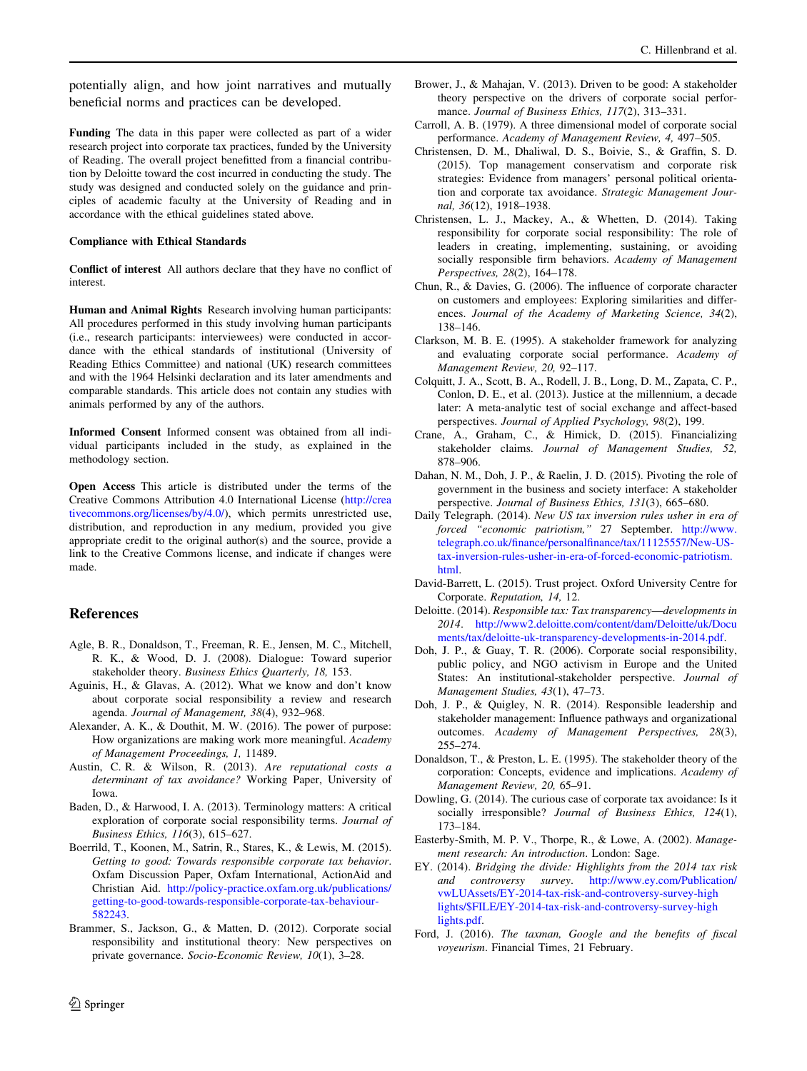potentially align, and how joint narratives and mutually beneficial norms and practices can be developed.

**Funding** The data in this paper were collected as part of a wider research project into corporate tax practices, funded by the University of Reading. The overall project benefitted from a financial contribution by Deloitte toward the cost incurred in conducting the study. The study was designed and conducted solely on the guidance and principles of academic faculty at the University of Reading and in accordance with the ethical guidelines stated above.

**Compliance with Ethical Standards**

**Conflict of interest** All authors declare that they have no conflict of interest.

**Human and Animal Rights** Research involving human participants: All procedures performed in this study involving human participants (i.e., research participants: interviewees) were conducted in accordance with the ethical standards of institutional (University of Reading Ethics Committee) and national (UK) research committees and with the 1964 Helsinki declaration and its later amendments and comparable standards. This article does not contain any studies with animals performed by any of the authors.

**Informed Consent** Informed consent was obtained from all individual participants included in the study, as explained in the methodology section.

**Open Access** This article is distributed under the terms of the Creative Commons Attribution 4.0 International License (http://creativecommons.org/licenses/by/4.0/), which permits unrestricted use, distribution, and reproduction in any medium, provided you give appropriate credit to the original author(s) and the source, provide a link to the Creative Commons license, and indicate if changes were made.

## References

Agle, B. R., Donaldson, T., Freeman, R. E., Jensen, M. C., Mitchell, R. K., & Wood, D. J. (2008). Dialogue: Toward superior stakeholder theory. *Business Ethics Quarterly, 18,* 153.

Aguinis, H., & Glavas, A. (2012). What we know and don't know about corporate social responsibility a review and research agenda. *Journal of Management, 38*(4), 932–968.

Alexander, A. K., & Douthit, M. W. (2016). The power of purpose: How organizations are making work more meaningful. *Academy of Management Proceedings, 1,* 11489.

Austin, C. R. & Wilson, R. (2013). *Are reputational costs a determinant of tax avoidance?* Working Paper, University of Iowa.

Baden, D., & Harwood, I. A. (2013). Terminology matters: A critical exploration of corporate social responsibility terms. *Journal of Business Ethics, 116*(3), 615–627.

Boerrild, T., Koonen, M., Satrin, R., Stares, K., & Lewis, M. (2015). *Getting to good: Towards responsible corporate tax behavior*. Oxfam Discussion Paper, Oxfam International, ActionAid and Christian Aid. http://policy-practice.oxfam.org.uk/publications/getting-to-good-towards-responsible-corporate-tax-behaviour-582243.

Brammer, S., Jackson, G., & Matten, D. (2012). Corporate social responsibility and institutional theory: New perspectives on private governance. *Socio-Economic Review, 10*(1), 3–28.

Brower, J., & Mahajan, V. (2013). Driven to be good: A stakeholder theory perspective on the drivers of corporate social performance. *Journal of Business Ethics, 117*(2), 313–331.

Carroll, A. B. (1979). A three dimensional model of corporate social performance. *Academy of Management Review, 4,* 497–505.

Christensen, D. M., Dhaliwal, D. S., Boivie, S., & Graffin, S. D. (2015). Top management conservatism and corporate risk strategies: Evidence from managers' personal political orientation and corporate tax avoidance. *Strategic Management Journal, 36*(12), 1918–1938.

Christensen, L. J., Mackey, A., & Whetten, D. (2014). Taking responsibility for corporate social responsibility: The role of leaders in creating, implementing, sustaining, or avoiding socially responsible firm behaviors. *Academy of Management Perspectives, 28*(2), 164–178.

Chun, R., & Davies, G. (2006). The influence of corporate character on customers and employees: Exploring similarities and differences. *Journal of the Academy of Marketing Science, 34*(2), 138–146.

Clarkson, M. B. E. (1995). A stakeholder framework for analyzing and evaluating corporate social performance. *Academy of Management Review, 20,* 92–117.

Colquitt, J. A., Scott, B. A., Rodell, J. B., Long, D. M., Zapata, C. P., Conlon, D. E., et al. (2013). Justice at the millennium, a decade later: A meta-analytic test of social exchange and affect-based perspectives. *Journal of Applied Psychology, 98*(2), 199.

Crane, A., Graham, C., & Himick, D. (2015). Financializing stakeholder claims. *Journal of Management Studies, 52,* 878–906.

Dahan, N. M., Doh, J. P., & Raelin, J. D. (2015). Pivoting the role of government in the business and society interface: A stakeholder perspective. *Journal of Business Ethics, 131*(3), 665–680.

Daily Telegraph. (2014). *New US tax inversion rules usher in era of forced "economic patriotism,"* 27 September. http://www.telegraph.co.uk/finance/personalfinance/tax/11125557/New-US-tax-inversion-rules-usher-in-era-of-forced-economic-patriotism.html.

David-Barrett, L. (2015). Trust project. Oxford University Centre for Corporate. *Reputation, 14,* 12.

Deloitte. (2014). *Responsible tax: Tax transparency—developments in 2014*. http://www2.deloitte.com/content/dam/Deloitte/uk/Documents/tax/deloitte-uk-transparency-developments-in-2014.pdf.

Doh, J. P., & Guay, T. R. (2006). Corporate social responsibility, public policy, and NGO activism in Europe and the United States: An institutional-stakeholder perspective. *Journal of Management Studies, 43*(1), 47–73.

Doh, J. P., & Quigley, N. R. (2014). Responsible leadership and stakeholder management: Influence pathways and organizational outcomes. *Academy of Management Perspectives, 28*(3), 255–274.

Donaldson, T., & Preston, L. E. (1995). The stakeholder theory of the corporation: Concepts, evidence and implications. *Academy of Management Review, 20,* 65–91.

Dowling, G. (2014). The curious case of corporate tax avoidance: Is it socially irresponsible? *Journal of Business Ethics, 124*(1), 173–184.

Easterby-Smith, M. P. V., Thorpe, R., & Lowe, A. (2002). *Management research: An introduction*. London: Sage.

EY. (2014). *Bridging the divide: Highlights from the 2014 tax risk and controversy survey*. http://www.ey.com/Publication/vwLUAssets/EY-2014-tax-risk-and-controversy-survey-highlights/$FILE/EY-2014-tax-risk-and-controversy-survey-highlights.pdf.

Ford, J. (2016). *The taxman, Google and the benefits of fiscal voyeurism*. Financial Times, 21 February.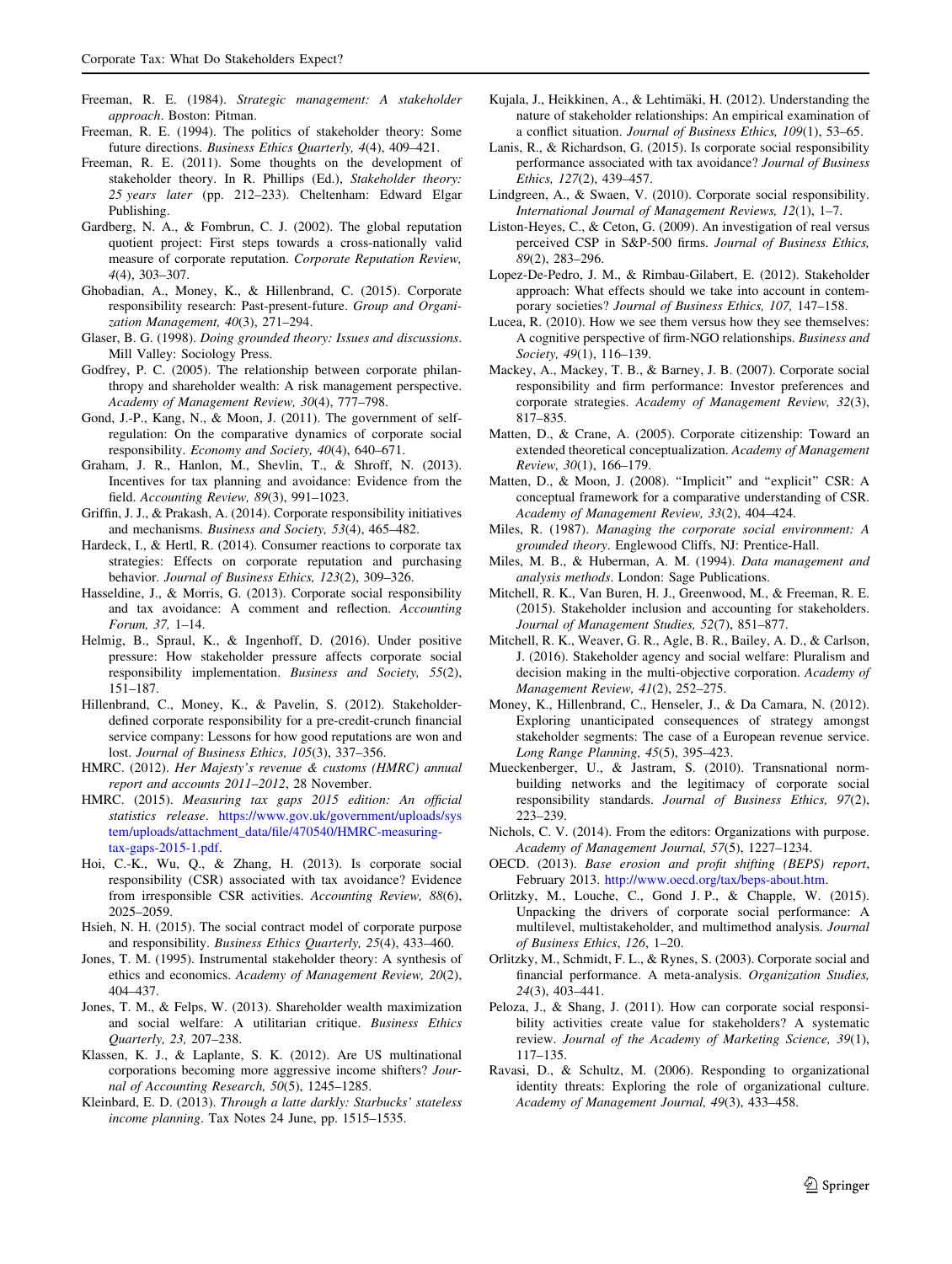Freeman, R. E. (1984). *Strategic management: A stakeholder approach*. Boston: Pitman.

Freeman, R. E. (1994). The politics of stakeholder theory: Some future directions. *Business Ethics Quarterly, 4*(4), 409–421.

Freeman, R. E. (2011). Some thoughts on the development of stakeholder theory. In R. Phillips (Ed.), *Stakeholder theory: 25 years later* (pp. 212–233). Cheltenham: Edward Elgar Publishing.

Gardberg, N. A., & Fombrun, C. J. (2002). The global reputation quotient project: First steps towards a cross-nationally valid measure of corporate reputation. *Corporate Reputation Review, 4*(4), 303–307.

Ghobadian, A., Money, K., & Hillenbrand, C. (2015). Corporate responsibility research: Past-present-future. *Group and Organization Management, 40*(3), 271–294.

Glaser, B. G. (1998). *Doing grounded theory: Issues and discussions*. Mill Valley: Sociology Press.

Godfrey, P. C. (2005). The relationship between corporate philanthropy and shareholder wealth: A risk management perspective. *Academy of Management Review, 30*(4), 777–798.

Gond, J.-P., Kang, N., & Moon, J. (2011). The government of self-regulation: On the comparative dynamics of corporate social responsibility. *Economy and Society, 40*(4), 640–671.

Graham, J. R., Hanlon, M., Shevlin, T., & Shroff, N. (2013). Incentives for tax planning and avoidance: Evidence from the field. *Accounting Review, 89*(3), 991–1023.

Griffin, J. J., & Prakash, A. (2014). Corporate responsibility initiatives and mechanisms. *Business and Society, 53*(4), 465–482.

Hardeck, I., & Hertl, R. (2014). Consumer reactions to corporate tax strategies: Effects on corporate reputation and purchasing behavior. *Journal of Business Ethics, 123*(2), 309–326.

Hasseldine, J., & Morris, G. (2013). Corporate social responsibility and tax avoidance: A comment and reflection. *Accounting Forum, 37,* 1–14.

Helmig, B., Spraul, K., & Ingenhoff, D. (2016). Under positive pressure: How stakeholder pressure affects corporate social responsibility implementation. *Business and Society, 55*(2), 151–187.

Hillenbrand, C., Money, K., & Pavelin, S. (2012). Stakeholder-defined corporate responsibility for a pre-credit-crunch financial service company: Lessons for how good reputations are won and lost. *Journal of Business Ethics, 105*(3), 337–356.

HMRC. (2012). *Her Majesty's revenue & customs (HMRC) annual report and accounts 2011–2012*, 28 November.

HMRC. (2015). *Measuring tax gaps 2015 edition: An official statistics release*. https://www.gov.uk/government/uploads/system/uploads/attachment_data/file/470540/HMRC-measuring-tax-gaps-2015-1.pdf.

Hoi, C.-K., Wu, Q., & Zhang, H. (2013). Is corporate social responsibility (CSR) associated with tax avoidance? Evidence from irresponsible CSR activities. *Accounting Review, 88*(6), 2025–2059.

Hsieh, N. H. (2015). The social contract model of corporate purpose and responsibility. *Business Ethics Quarterly, 25*(4), 433–460.

Jones, T. M. (1995). Instrumental stakeholder theory: A synthesis of ethics and economics. *Academy of Management Review, 20*(2), 404–437.

Jones, T. M., & Felps, W. (2013). Shareholder wealth maximization and social welfare: A utilitarian critique. *Business Ethics Quarterly, 23,* 207–238.

Klassen, K. J., & Laplante, S. K. (2012). Are US multinational corporations becoming more aggressive income shifters? *Journal of Accounting Research, 50*(5), 1245–1285.

Kleinbard, E. D. (2013). *Through a latte darkly: Starbucks' stateless income planning*. Tax Notes 24 June, pp. 1515–1535.

Kujala, J., Heikkinen, A., & Lehtimäki, H. (2012). Understanding the nature of stakeholder relationships: An empirical examination of a conflict situation. *Journal of Business Ethics, 109*(1), 53–65.

Lanis, R., & Richardson, G. (2015). Is corporate social responsibility performance associated with tax avoidance? *Journal of Business Ethics, 127*(2), 439–457.

Lindgreen, A., & Swaen, V. (2010). Corporate social responsibility. *International Journal of Management Reviews, 12*(1), 1–7.

Liston-Heyes, C., & Ceton, G. (2009). An investigation of real versus perceived CSP in S&P-500 firms. *Journal of Business Ethics, 89*(2), 283–296.

Lopez-De-Pedro, J. M., & Rimbau-Gilabert, E. (2012). Stakeholder approach: What effects should we take into account in contemporary societies? *Journal of Business Ethics, 107,* 147–158.

Lucea, R. (2010). How we see them versus how they see themselves: A cognitive perspective of firm-NGO relationships. *Business and Society, 49*(1), 116–139.

Mackey, A., Mackey, T. B., & Barney, J. B. (2007). Corporate social responsibility and firm performance: Investor preferences and corporate strategies. *Academy of Management Review, 32*(3), 817–835.

Matten, D., & Crane, A. (2005). Corporate citizenship: Toward an extended theoretical conceptualization. *Academy of Management Review, 30*(1), 166–179.

Matten, D., & Moon, J. (2008). "Implicit" and "explicit" CSR: A conceptual framework for a comparative understanding of CSR. *Academy of Management Review, 33*(2), 404–424.

Miles, R. (1987). *Managing the corporate social environment: A grounded theory*. Englewood Cliffs, NJ: Prentice-Hall.

Miles, M. B., & Huberman, A. M. (1994). *Data management and analysis methods*. London: Sage Publications.

Mitchell, R. K., Van Buren, H. J., Greenwood, M., & Freeman, R. E. (2015). Stakeholder inclusion and accounting for stakeholders. *Journal of Management Studies, 52*(7), 851–877.

Mitchell, R. K., Weaver, G. R., Agle, B. R., Bailey, A. D., & Carlson, J. (2016). Stakeholder agency and social welfare: Pluralism and decision making in the multi-objective corporation. *Academy of Management Review, 41*(2), 252–275.

Money, K., Hillenbrand, C., Henseler, J., & Da Camara, N. (2012). Exploring unanticipated consequences of strategy amongst stakeholder segments: The case of a European revenue service. *Long Range Planning, 45*(5), 395–423.

Mueckenberger, U., & Jastram, S. (2010). Transnational norm-building networks and the legitimacy of corporate social responsibility standards. *Journal of Business Ethics, 97*(2), 223–239.

Nichols, C. V. (2014). From the editors: Organizations with purpose. *Academy of Management Journal, 57*(5), 1227–1234.

OECD. (2013). *Base erosion and profit shifting (BEPS) report*, February 2013. http://www.oecd.org/tax/beps-about.htm.

Orlitzky, M., Louche, C., Gond J. P., & Chapple, W. (2015). Unpacking the drivers of corporate social performance: A multilevel, multistakeholder, and multimethod analysis. *Journal of Business Ethics, 126*, 1–20.

Orlitzky, M., Schmidt, F. L., & Rynes, S. (2003). Corporate social and financial performance. A meta-analysis. *Organization Studies, 24*(3), 403–441.

Peloza, J., & Shang, J. (2011). How can corporate social responsibility activities create value for stakeholders? A systematic review. *Journal of the Academy of Marketing Science, 39*(1), 117–135.

Ravasi, D., & Schultz, M. (2006). Responding to organizational identity threats: Exploring the role of organizational culture. *Academy of Management Journal, 49*(3), 433–458.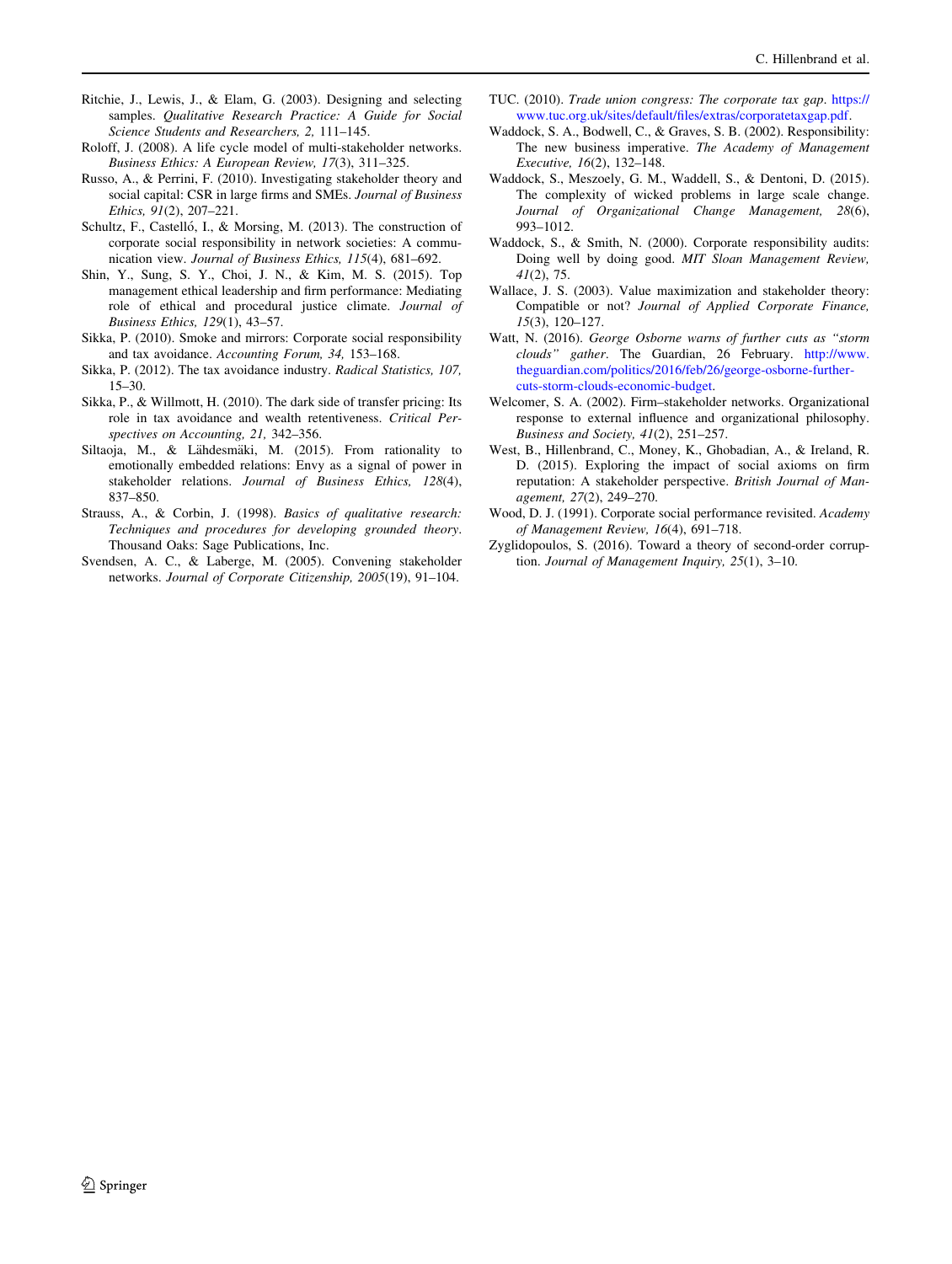Ritchie, J., Lewis, J., & Elam, G. (2003). Designing and selecting samples. *Qualitative Research Practice: A Guide for Social Science Students and Researchers, 2,* 111–145.

Roloff, J. (2008). A life cycle model of multi-stakeholder networks. *Business Ethics: A European Review, 17*(3), 311–325.

Russo, A., & Perrini, F. (2010). Investigating stakeholder theory and social capital: CSR in large firms and SMEs. *Journal of Business Ethics, 91*(2), 207–221.

Schultz, F., Castelló, I., & Morsing, M. (2013). The construction of corporate social responsibility in network societies: A communication view. *Journal of Business Ethics, 115*(4), 681–692.

Shin, Y., Sung, S. Y., Choi, J. N., & Kim, M. S. (2015). Top management ethical leadership and firm performance: Mediating role of ethical and procedural justice climate. *Journal of Business Ethics, 129*(1), 43–57.

Sikka, P. (2010). Smoke and mirrors: Corporate social responsibility and tax avoidance. *Accounting Forum, 34,* 153–168.

Sikka, P. (2012). The tax avoidance industry. *Radical Statistics, 107,* 15–30.

Sikka, P., & Willmott, H. (2010). The dark side of transfer pricing: Its role in tax avoidance and wealth retentiveness. *Critical Perspectives on Accounting, 21,* 342–356.

Siltaoja, M., & Lähdesmäki, M. (2015). From rationality to emotionally embedded relations: Envy as a signal of power in stakeholder relations. *Journal of Business Ethics, 128*(4), 837–850.

Strauss, A., & Corbin, J. (1998). *Basics of qualitative research: Techniques and procedures for developing grounded theory*. Thousand Oaks: Sage Publications, Inc.

Svendsen, A. C., & Laberge, M. (2005). Convening stakeholder networks. *Journal of Corporate Citizenship, 2005*(19), 91–104.

TUC. (2010). *Trade union congress: The corporate tax gap*. https://www.tuc.org.uk/sites/default/files/extras/corporatetaxgap.pdf.

Waddock, S. A., Bodwell, C., & Graves, S. B. (2002). Responsibility: The new business imperative. *The Academy of Management Executive, 16*(2), 132–148.

Waddock, S., Meszoely, G. M., Waddell, S., & Dentoni, D. (2015). The complexity of wicked problems in large scale change. *Journal of Organizational Change Management, 28*(6), 993–1012.

Waddock, S., & Smith, N. (2000). Corporate responsibility audits: Doing well by doing good. *MIT Sloan Management Review, 41*(2), 75.

Wallace, J. S. (2003). Value maximization and stakeholder theory: Compatible or not? *Journal of Applied Corporate Finance, 15*(3), 120–127.

Watt, N. (2016). *George Osborne warns of further cuts as "storm clouds" gather*. The Guardian, 26 February. http://www.theguardian.com/politics/2016/feb/26/george-osborne-further-cuts-storm-clouds-economic-budget.

Welcomer, S. A. (2002). Firm–stakeholder networks. Organizational response to external influence and organizational philosophy. *Business and Society, 41*(2), 251–257.

West, B., Hillenbrand, C., Money, K., Ghobadian, A., & Ireland, R. D. (2015). Exploring the impact of social axioms on firm reputation: A stakeholder perspective. *British Journal of Management, 27*(2), 249–270.

Wood, D. J. (1991). Corporate social performance revisited. *Academy of Management Review, 16*(4), 691–718.

Zyglidopoulos, S. (2016). Toward a theory of second-order corruption. *Journal of Management Inquiry, 25*(1), 3–10.